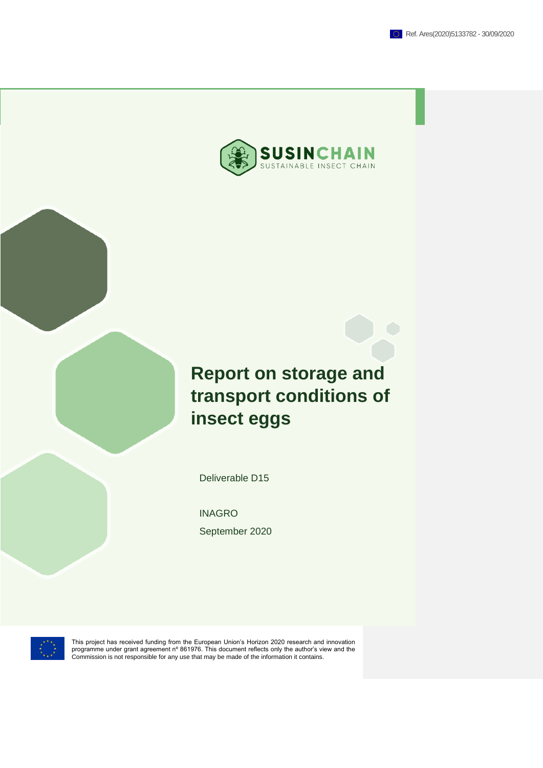Ref. Ares(2020)5133782 - 30/09/2020

SUSINCHAIN

SUSTAINABLE INSECT CHAIN

# Report on storage and transport conditions of insect eggs

Deliverable D15

INAGRO

September 2020

This project has received funding from the European Union's Horizon 2020 research and innovation programme under grant agreement nº 861976. This document reflects only the author's view and the Commission is not responsible for any use that may be made of the information it contains.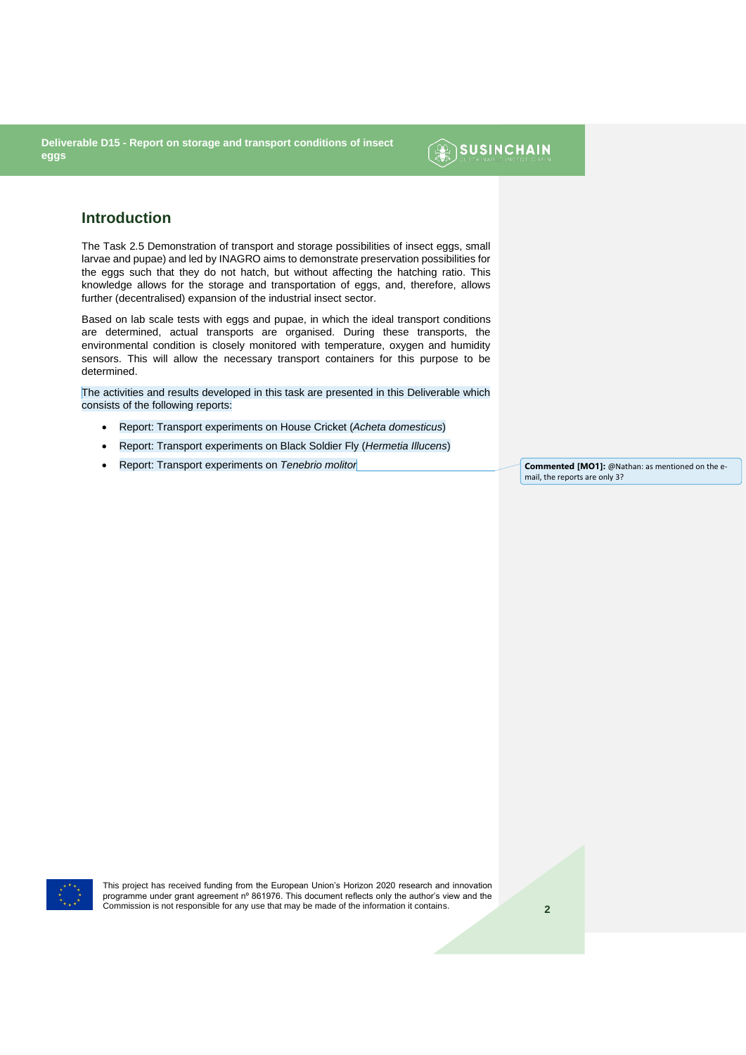## Introduction

The Task 2.5 Demonstration of transport and storage possibilities of insect eggs, small larvae and pupae) and led by INAGRO aims to demonstrate preservation possibilities for the eggs such that they do not hatch, but without affecting the hatching ratio. This knowledge allows for the storage and transportation of eggs, and, therefore, allows further (decentralised) expansion of the industrial insect sector.

Based on lab scale tests with eggs and pupae, in which the ideal transport conditions are determined, actual transports are organised. During these transports, the environmental condition is closely monitored with temperature, oxygen and humidity sensors. This will allow the necessary transport containers for this purpose to be determined.

The activities and results developed in this task are presented in this Deliverable which consists of the following reports:

- Report: Transport experiments on House Cricket (*Acheta domesticus*)
- Report: Transport experiments on Black Soldier Fly (*Hermetia Illucens*)
- Report: Transport experiments on *Tenebrio molitor*

**Commented [MO1]:** @Nathan: as mentioned on the e-mail, the reports are only 3?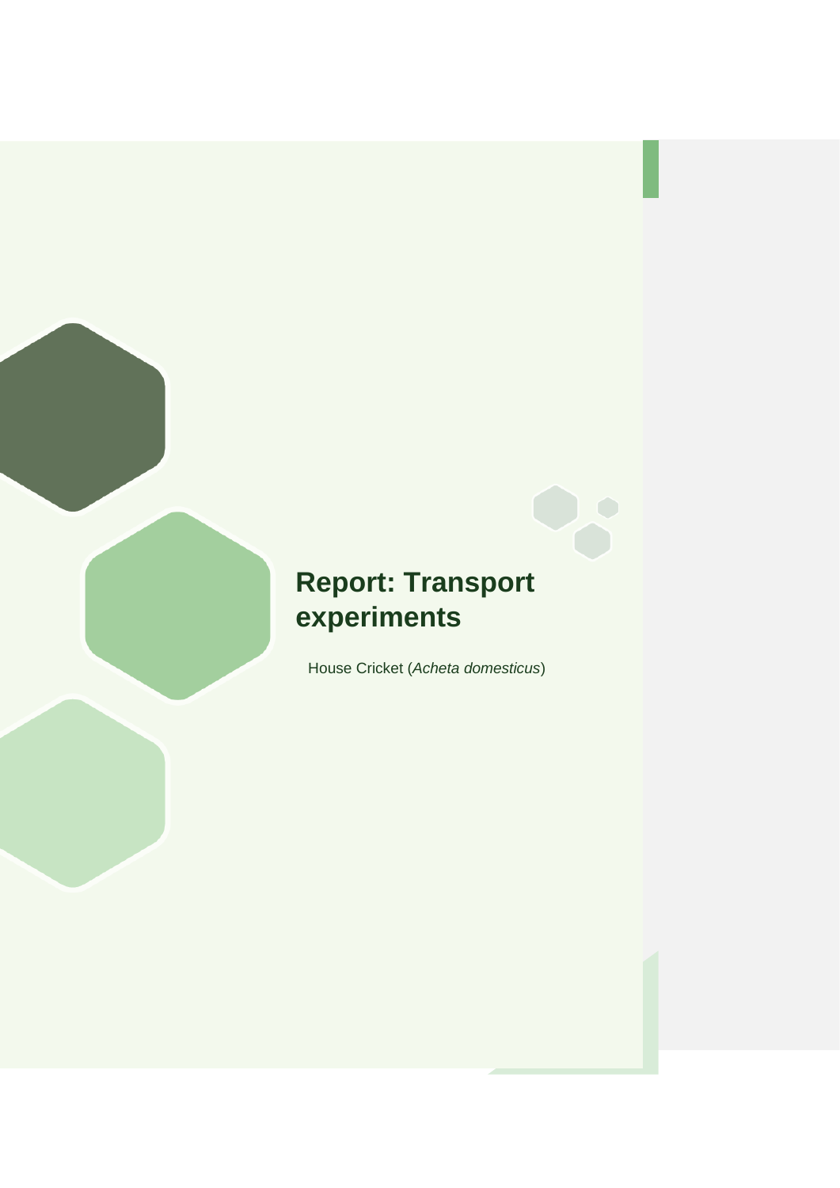# Report: Transport experiments

House Cricket (*Acheta domesticus*)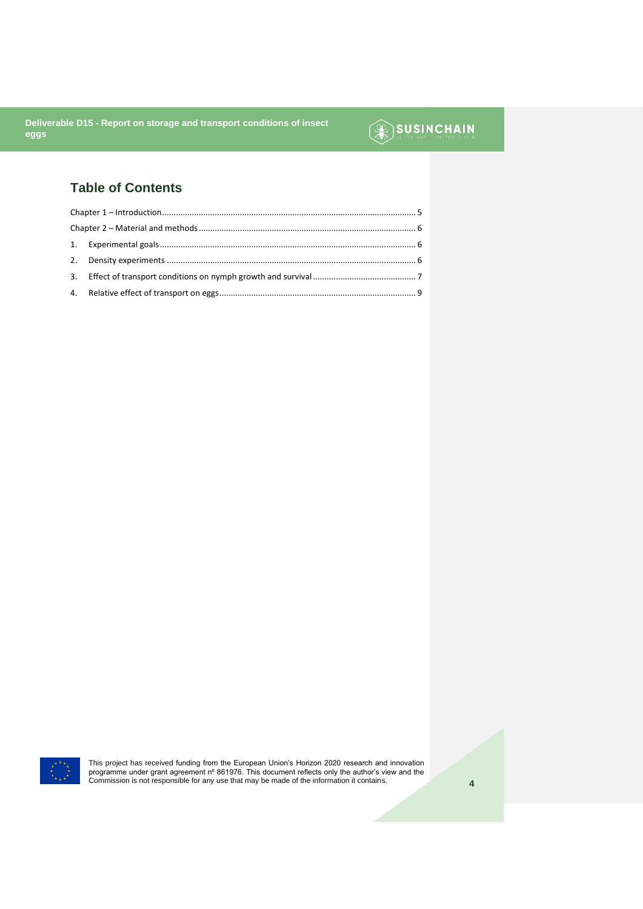## Table of Contents

Chapter 1 – Introduction ..... 5

Chapter 2 – Material and methods ..... 6

1. Experimental goals ..... 6
2. Density experiments ..... 6
3. Effect of transport conditions on nymph growth and survival ..... 7
4. Relative effect of transport on eggs ..... 9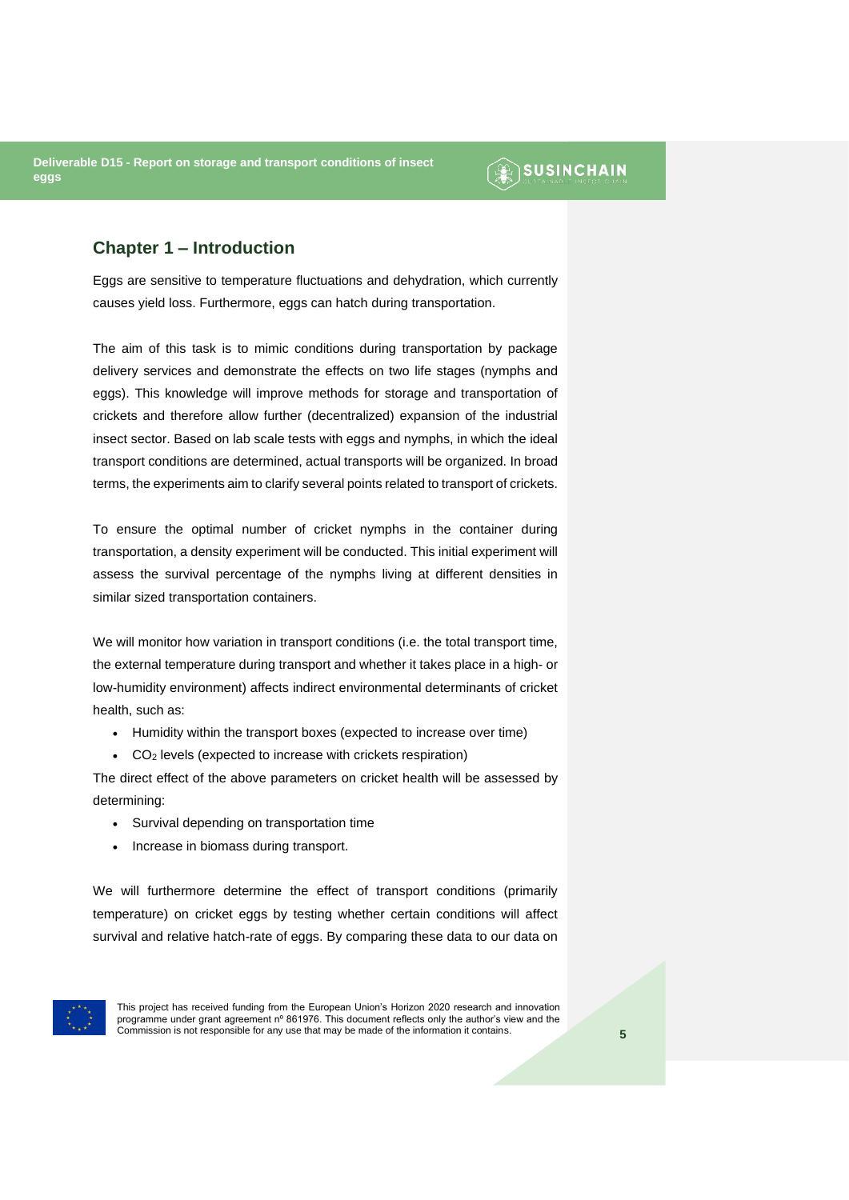## Chapter 1 – Introduction

Eggs are sensitive to temperature fluctuations and dehydration, which currently causes yield loss. Furthermore, eggs can hatch during transportation.

The aim of this task is to mimic conditions during transportation by package delivery services and demonstrate the effects on two life stages (nymphs and eggs). This knowledge will improve methods for storage and transportation of crickets and therefore allow further (decentralized) expansion of the industrial insect sector. Based on lab scale tests with eggs and nymphs, in which the ideal transport conditions are determined, actual transports will be organized. In broad terms, the experiments aim to clarify several points related to transport of crickets.

To ensure the optimal number of cricket nymphs in the container during transportation, a density experiment will be conducted. This initial experiment will assess the survival percentage of the nymphs living at different densities in similar sized transportation containers.

We will monitor how variation in transport conditions (i.e. the total transport time, the external temperature during transport and whether it takes place in a high- or low-humidity environment) affects indirect environmental determinants of cricket health, such as:

- Humidity within the transport boxes (expected to increase over time)
- $CO_2$ levels (expected to increase with crickets respiration)

The direct effect of the above parameters on cricket health will be assessed by determining:

- Survival depending on transportation time
- Increase in biomass during transport.

We will furthermore determine the effect of transport conditions (primarily temperature) on cricket eggs by testing whether certain conditions will affect survival and relative hatch-rate of eggs. By comparing these data to our data on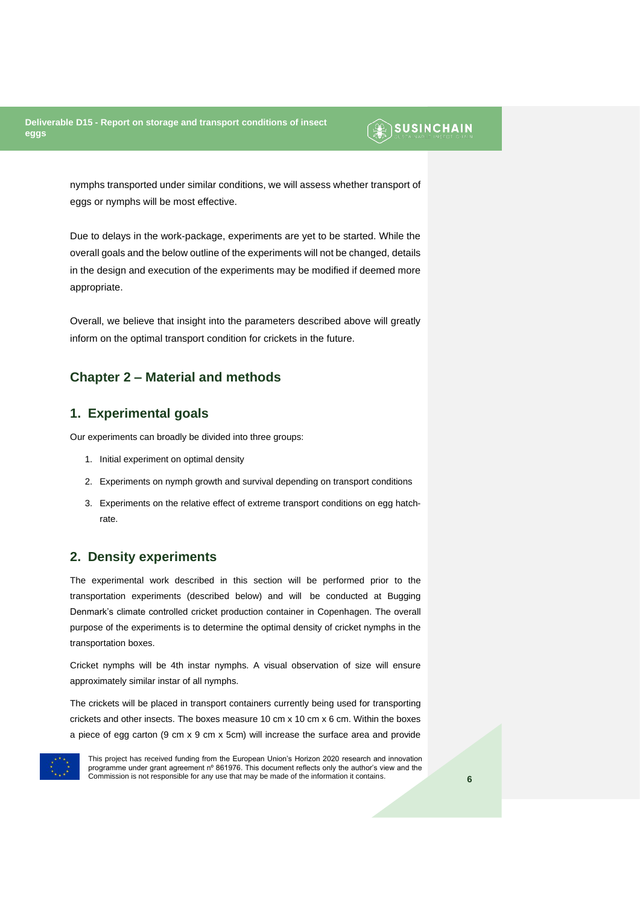nymphs transported under similar conditions, we will assess whether transport of eggs or nymphs will be most effective.

Due to delays in the work-package, experiments are yet to be started. While the overall goals and the below outline of the experiments will not be changed, details in the design and execution of the experiments may be modified if deemed more appropriate.

Overall, we believe that insight into the parameters described above will greatly inform on the optimal transport condition for crickets in the future.

# Chapter 2 – Material and methods

## 1. Experimental goals

Our experiments can broadly be divided into three groups:

1. Initial experiment on optimal density
2. Experiments on nymph growth and survival depending on transport conditions
3. Experiments on the relative effect of extreme transport conditions on egg hatch-rate.

## 2. Density experiments

The experimental work described in this section will be performed prior to the transportation experiments (described below) and will be conducted at Bugging Denmark's climate controlled cricket production container in Copenhagen. The overall purpose of the experiments is to determine the optimal density of cricket nymphs in the transportation boxes.

Cricket nymphs will be 4th instar nymphs. A visual observation of size will ensure approximately similar instar of all nymphs.

The crickets will be placed in transport containers currently being used for transporting crickets and other insects. The boxes measure 10 cm x 10 cm x 6 cm. Within the boxes a piece of egg carton (9 cm x 9 cm x 5cm) will increase the surface area and provide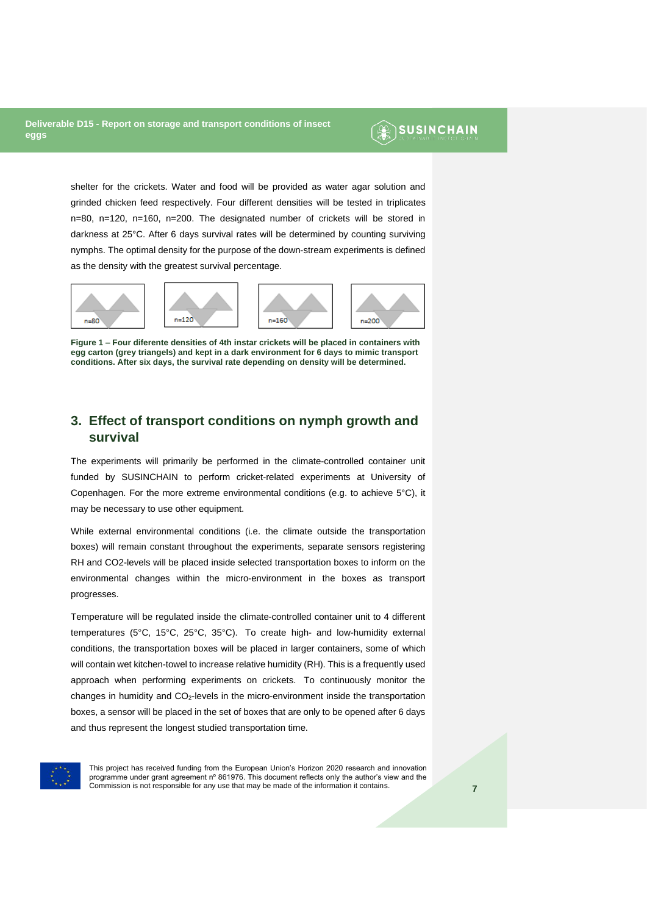shelter for the crickets. Water and food will be provided as water agar solution and grinded chicken feed respectively. Four different densities will be tested in triplicates n=80, n=120, n=160, n=200. The designated number of crickets will be stored in darkness at 25°C. After 6 days survival rates will be determined by counting surviving nymphs. The optimal density for the purpose of the down-stream experiments is defined as the density with the greatest survival percentage.

n=80 n=120 n=160 n=200

**Figure 1 – Four diferente densities of 4th instar crickets will be placed in containers with egg carton (grey triangels) and kept in a dark environment for 6 days to mimic transport conditions. After six days, the survival rate depending on density will be determined.**

## 3. Effect of transport conditions on nymph growth and survival

The experiments will primarily be performed in the climate-controlled container unit funded by SUSINCHAIN to perform cricket-related experiments at University of Copenhagen. For the more extreme environmental conditions (e.g. to achieve 5°C), it may be necessary to use other equipment.

While external environmental conditions (i.e. the climate outside the transportation boxes) will remain constant throughout the experiments, separate sensors registering RH and CO2-levels will be placed inside selected transportation boxes to inform on the environmental changes within the micro-environment in the boxes as transport progresses.

Temperature will be regulated inside the climate-controlled container unit to 4 different temperatures (5°C, 15°C, 25°C, 35°C). To create high- and low-humidity external conditions, the transportation boxes will be placed in larger containers, some of which will contain wet kitchen-towel to increase relative humidity (RH). This is a frequently used approach when performing experiments on crickets. To continuously monitor the changes in humidity and $CO_2$-levels in the micro-environment inside the transportation boxes, a sensor will be placed in the set of boxes that are only to be opened after 6 days and thus represent the longest studied transportation time.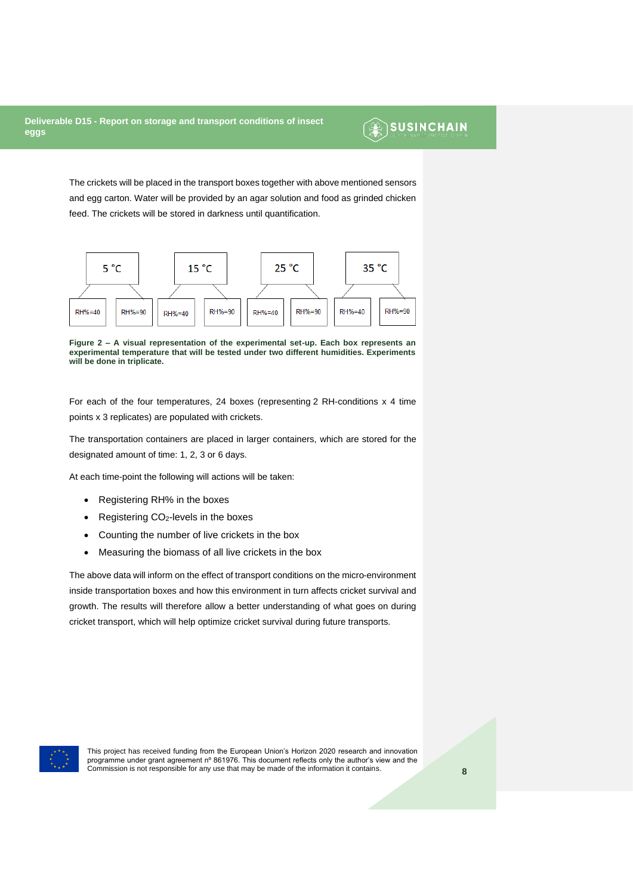The crickets will be placed in the transport boxes together with above mentioned sensors and egg carton. Water will be provided by an agar solution and food as grinded chicken feed. The crickets will be stored in darkness until quantification.

| 5 °C | | 15 °C | | 25 °C | | 35 °C | |
|---|---|---|---|---|---|---|---|
| RH%=40 | RH%=90 | RH%=40 | RH%=90 | RH%=40 | RH%=90 | RH%=40 | RH%=90 |

**Figure 2 – A visual representation of the experimental set-up. Each box represents an experimental temperature that will be tested under two different humidities. Experiments will be done in triplicate.**

For each of the four temperatures, 24 boxes (representing 2 RH-conditions x 4 time points x 3 replicates) are populated with crickets.

The transportation containers are placed in larger containers, which are stored for the designated amount of time: 1, 2, 3 or 6 days.

At each time-point the following will actions will be taken:

- Registering RH% in the boxes
- Registering $CO_2$-levels in the boxes
- Counting the number of live crickets in the box
- Measuring the biomass of all live crickets in the box

The above data will inform on the effect of transport conditions on the micro-environment inside transportation boxes and how this environment in turn affects cricket survival and growth. The results will therefore allow a better understanding of what goes on during cricket transport, which will help optimize cricket survival during future transports.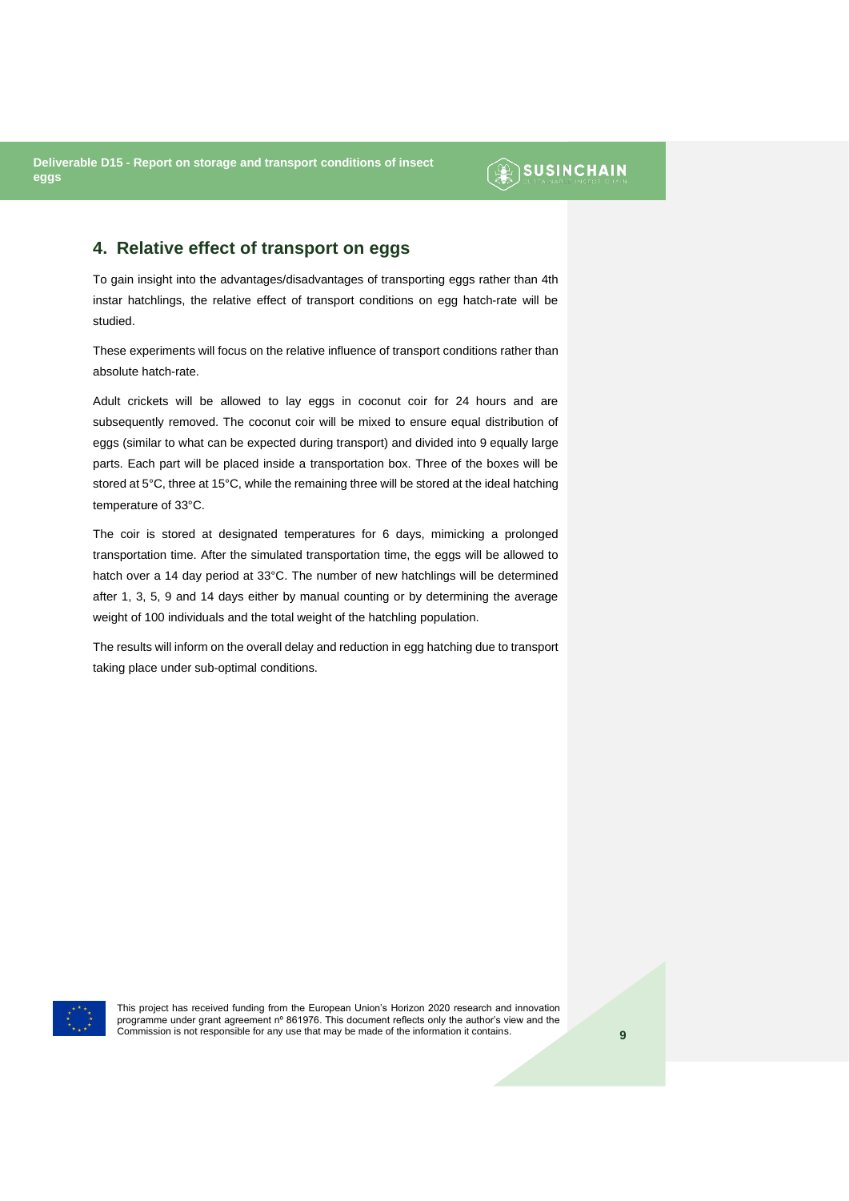## 4. Relative effect of transport on eggs

To gain insight into the advantages/disadvantages of transporting eggs rather than 4th instar hatchlings, the relative effect of transport conditions on egg hatch-rate will be studied.

These experiments will focus on the relative influence of transport conditions rather than absolute hatch-rate.

Adult crickets will be allowed to lay eggs in coconut coir for 24 hours and are subsequently removed. The coconut coir will be mixed to ensure equal distribution of eggs (similar to what can be expected during transport) and divided into 9 equally large parts. Each part will be placed inside a transportation box. Three of the boxes will be stored at 5°C, three at 15°C, while the remaining three will be stored at the ideal hatching temperature of 33°C.

The coir is stored at designated temperatures for 6 days, mimicking a prolonged transportation time. After the simulated transportation time, the eggs will be allowed to hatch over a 14 day period at 33°C. The number of new hatchlings will be determined after 1, 3, 5, 9 and 14 days either by manual counting or by determining the average weight of 100 individuals and the total weight of the hatchling population.

The results will inform on the overall delay and reduction in egg hatching due to transport taking place under sub-optimal conditions.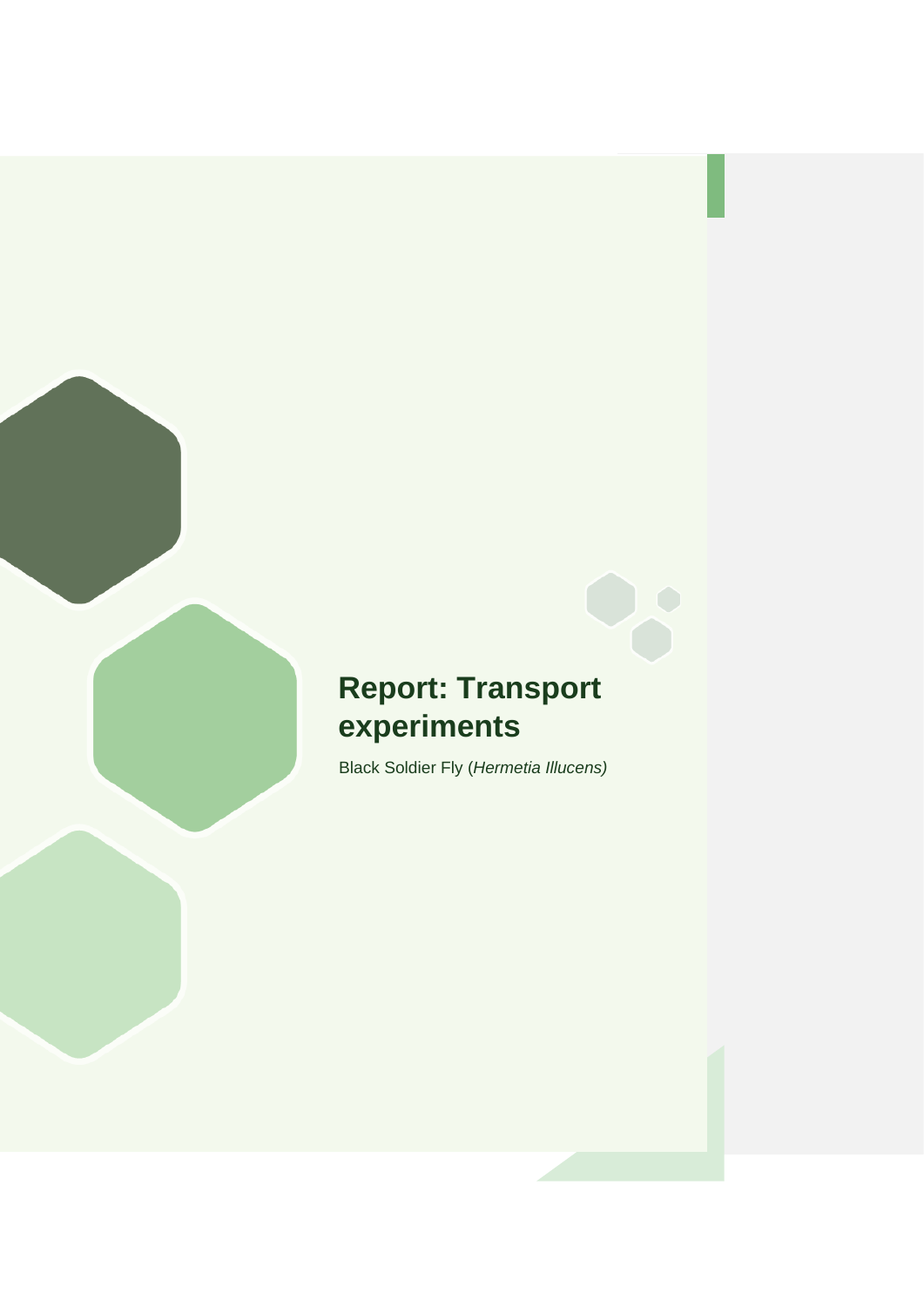# Report: Transport experiments

Black Soldier Fly (*Hermetia Illucens)*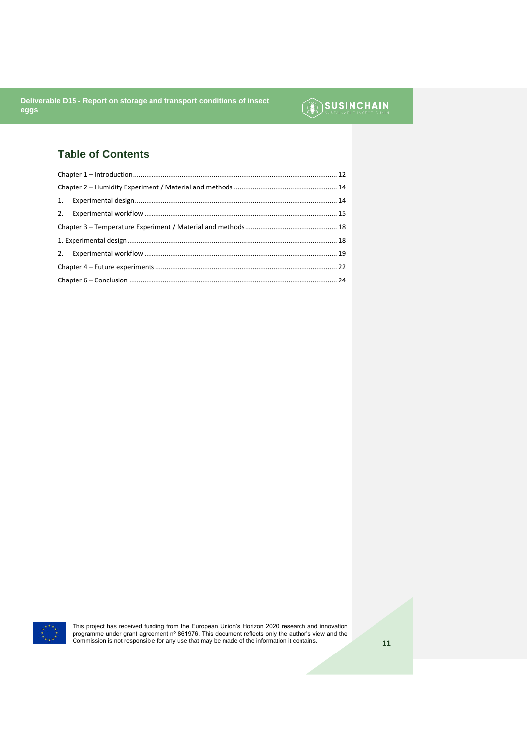## Table of Contents

Chapter 1 – Introduction ........ 12

Chapter 2 – Humidity Experiment / Material and methods ........ 14

1. Experimental design ........ 14
2. Experimental workflow ........ 15

Chapter 3 – Temperature Experiment / Material and methods ........ 18

1. Experimental design ........ 18
2. Experimental workflow ........ 19

Chapter 4 – Future experiments ........ 22

Chapter 6 – Conclusion ........ 24

This project has received funding from the European Union's Horizon 2020 research and innovation programme under grant agreement nº 861976. This document reflects only the author's view and the Commission is not responsible for any use that may be made of the information it contains.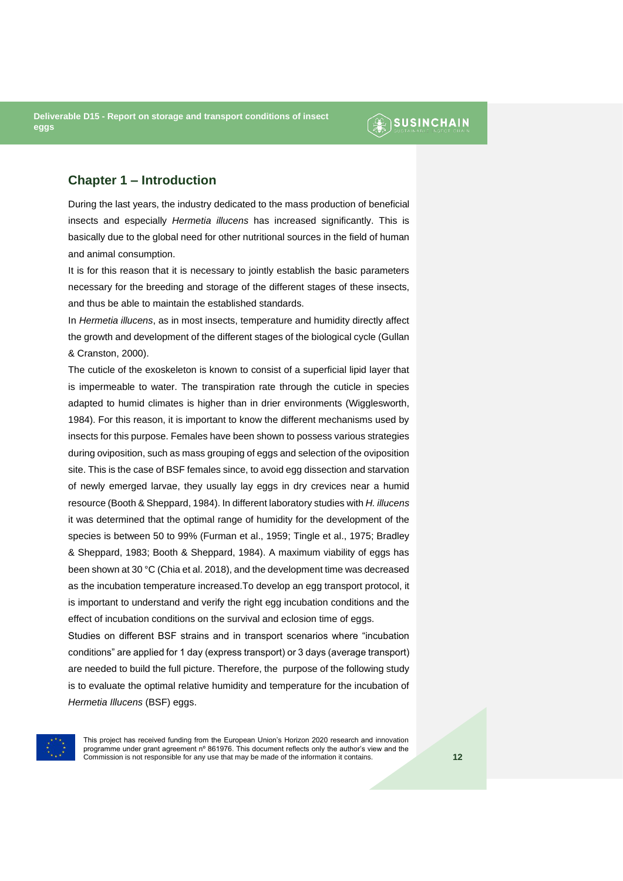## Chapter 1 – Introduction

During the last years, the industry dedicated to the mass production of beneficial insects and especially *Hermetia illucens* has increased significantly. This is basically due to the global need for other nutritional sources in the field of human and animal consumption.

It is for this reason that it is necessary to jointly establish the basic parameters necessary for the breeding and storage of the different stages of these insects, and thus be able to maintain the established standards.

In *Hermetia illucens*, as in most insects, temperature and humidity directly affect the growth and development of the different stages of the biological cycle (Gullan & Cranston, 2000).

The cuticle of the exoskeleton is known to consist of a superficial lipid layer that is impermeable to water. The transpiration rate through the cuticle in species adapted to humid climates is higher than in drier environments (Wigglesworth, 1984). For this reason, it is important to know the different mechanisms used by insects for this purpose. Females have been shown to possess various strategies during oviposition, such as mass grouping of eggs and selection of the oviposition site. This is the case of BSF females since, to avoid egg dissection and starvation of newly emerged larvae, they usually lay eggs in dry crevices near a humid resource (Booth & Sheppard, 1984). In different laboratory studies with *H. illucens* it was determined that the optimal range of humidity for the development of the species is between 50 to 99% (Furman et al., 1959; Tingle et al., 1975; Bradley & Sheppard, 1983; Booth & Sheppard, 1984). A maximum viability of eggs has been shown at 30 °C (Chia et al. 2018), and the development time was decreased as the incubation temperature increased.To develop an egg transport protocol, it is important to understand and verify the right egg incubation conditions and the effect of incubation conditions on the survival and eclosion time of eggs.

Studies on different BSF strains and in transport scenarios where "incubation conditions" are applied for 1 day (express transport) or 3 days (average transport) are needed to build the full picture. Therefore, the purpose of the following study is to evaluate the optimal relative humidity and temperature for the incubation of *Hermetia Illucens* (BSF) eggs.

This project has received funding from the European Union's Horizon 2020 research and innovation programme under grant agreement nº 861976. This document reflects only the author's view and the Commission is not responsible for any use that may be made of the information it contains.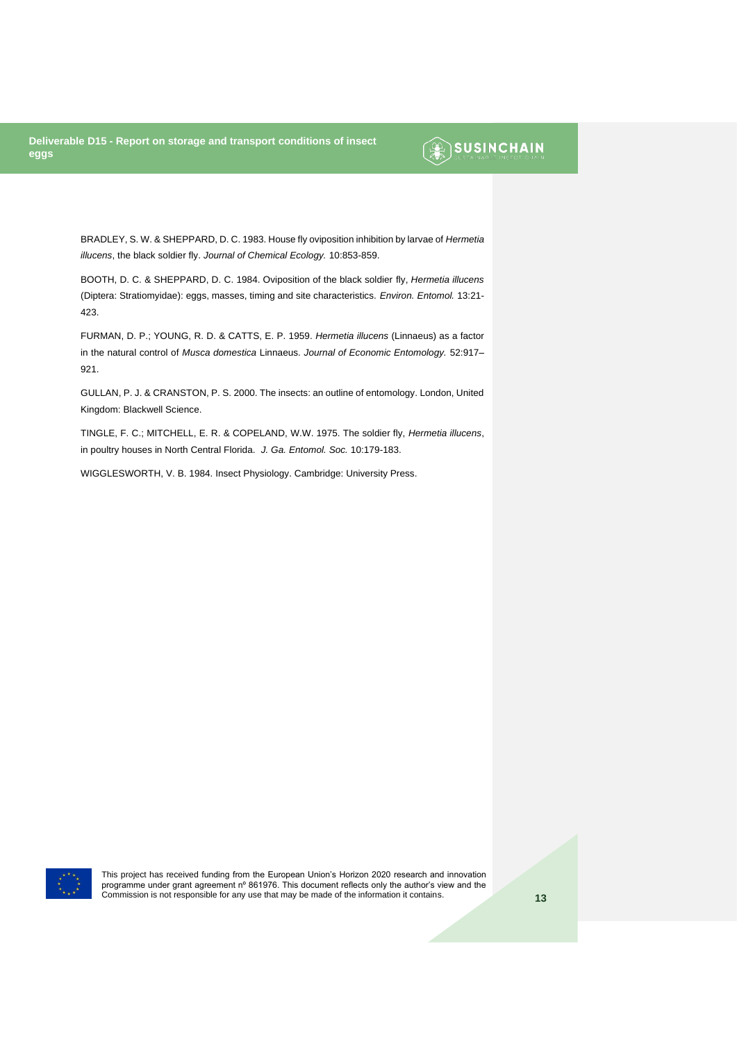BRADLEY, S. W. & SHEPPARD, D. C. 1983. House fly oviposition inhibition by larvae of *Hermetia illucens*, the black soldier fly. *Journal of Chemical Ecology.* 10:853-859.

BOOTH, D. C. & SHEPPARD, D. C. 1984. Oviposition of the black soldier fly, *Hermetia illucens* (Diptera: Stratiomyidae): eggs, masses, timing and site characteristics. *Environ. Entomol.* 13:21-423.

FURMAN, D. P.; YOUNG, R. D. & CATTS, E. P. 1959. *Hermetia illucens* (Linnaeus) as a factor in the natural control of *Musca domestica* Linnaeus. *Journal of Economic Entomology.* 52:917–921.

GULLAN, P. J. & CRANSTON, P. S. 2000. The insects: an outline of entomology. London, United Kingdom: Blackwell Science.

TINGLE, F. C.; MITCHELL, E. R. & COPELAND, W.W. 1975. The soldier fly, *Hermetia illucens*, in poultry houses in North Central Florida. *J. Ga. Entomol. Soc.* 10:179-183.

WIGGLESWORTH, V. B. 1984. Insect Physiology. Cambridge: University Press.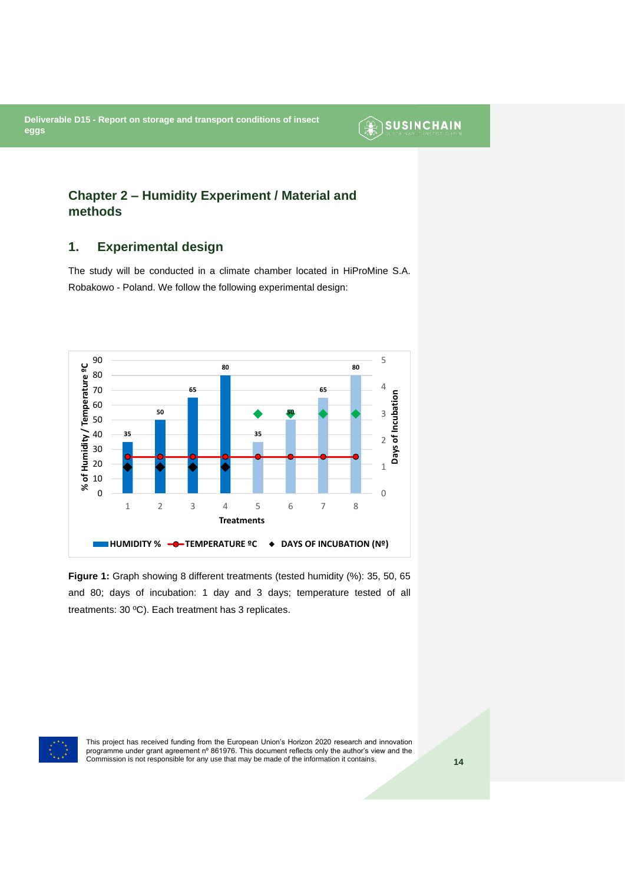## Chapter 2 – Humidity Experiment / Material and methods

### 1. Experimental design

The study will be conducted in a climate chamber located in HiProMine S.A. Robakowo - Poland. We follow the following experimental design:

**Figure 1:** Graph showing 8 different treatments (tested humidity (%): 35, 50, 65 and 80; days of incubation: 1 day and 3 days; temperature tested of all treatments: 30 ºC). Each treatment has 3 replicates.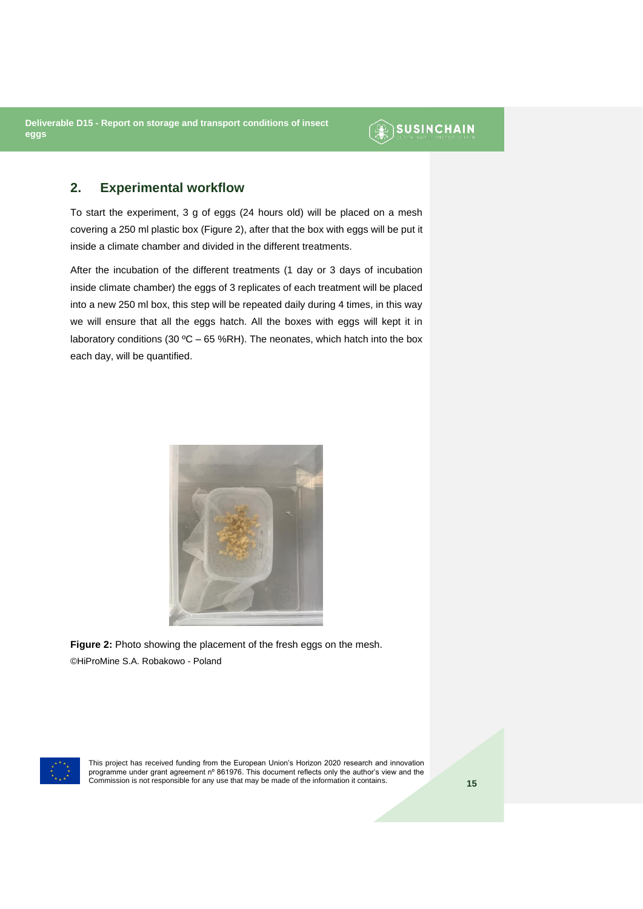## 2. Experimental workflow

To start the experiment, 3 g of eggs (24 hours old) will be placed on a mesh covering a 250 ml plastic box (Figure 2), after that the box with eggs will be put it inside a climate chamber and divided in the different treatments.

After the incubation of the different treatments (1 day or 3 days of incubation inside climate chamber) the eggs of 3 replicates of each treatment will be placed into a new 250 ml box, this step will be repeated daily during 4 times, in this way we will ensure that all the eggs hatch. All the boxes with eggs will kept it in laboratory conditions (30 ºC – 65 %RH). The neonates, which hatch into the box each day, will be quantified.

**Figure 2:** Photo showing the placement of the fresh eggs on the mesh.
©HiProMine S.A. Robakowo - Poland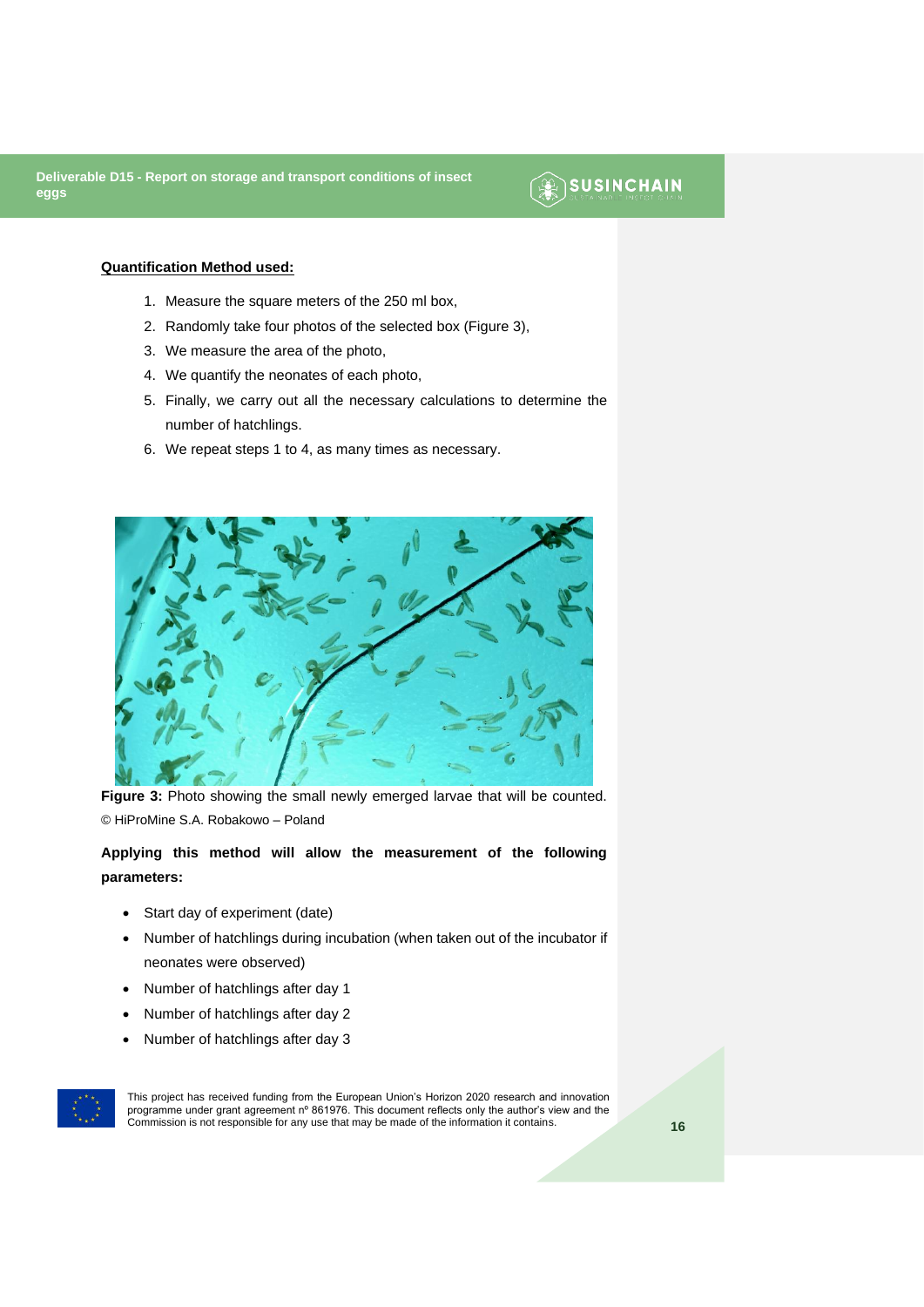**Quantification Method used:**

1. Measure the square meters of the 250 ml box,
2. Randomly take four photos of the selected box (Figure 3),
3. We measure the area of the photo,
4. We quantify the neonates of each photo,
5. Finally, we carry out all the necessary calculations to determine the number of hatchlings.
6. We repeat steps 1 to 4, as many times as necessary.

**Figure 3:** Photo showing the small newly emerged larvae that will be counted. © HiProMine S.A. Robakowo – Poland

**Applying this method will allow the measurement of the following parameters:**

- Start day of experiment (date)
- Number of hatchlings during incubation (when taken out of the incubator if neonates were observed)
- Number of hatchlings after day 1
- Number of hatchlings after day 2
- Number of hatchlings after day 3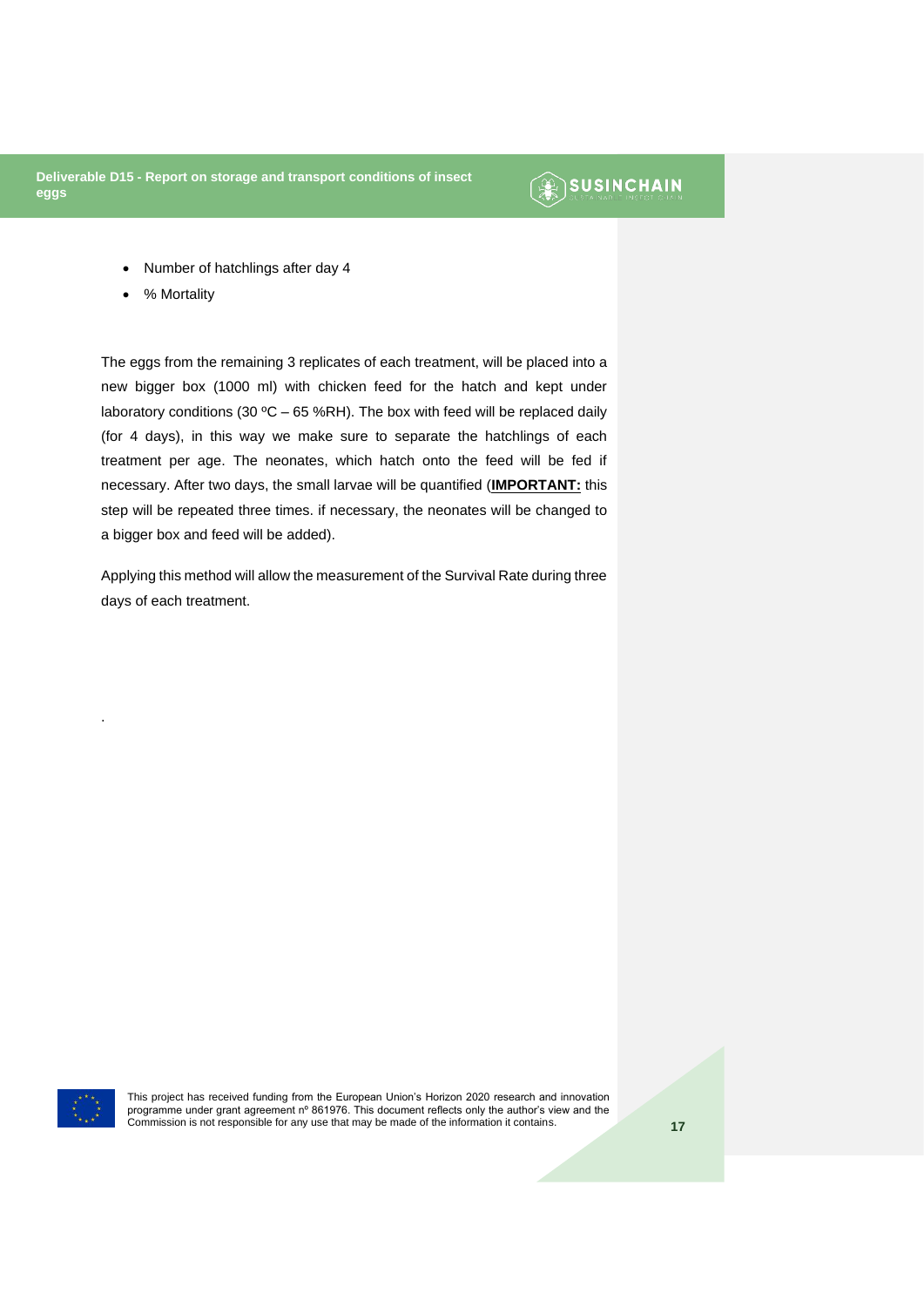- Number of hatchlings after day 4
- % Mortality

The eggs from the remaining 3 replicates of each treatment, will be placed into a new bigger box (1000 ml) with chicken feed for the hatch and kept under laboratory conditions (30 ºC – 65 %RH). The box with feed will be replaced daily (for 4 days), in this way we make sure to separate the hatchlings of each treatment per age. The neonates, which hatch onto the feed will be fed if necessary. After two days, the small larvae will be quantified (**IMPORTANT:** this step will be repeated three times. if necessary, the neonates will be changed to a bigger box and feed will be added).

Applying this method will allow the measurement of the Survival Rate during three days of each treatment.

.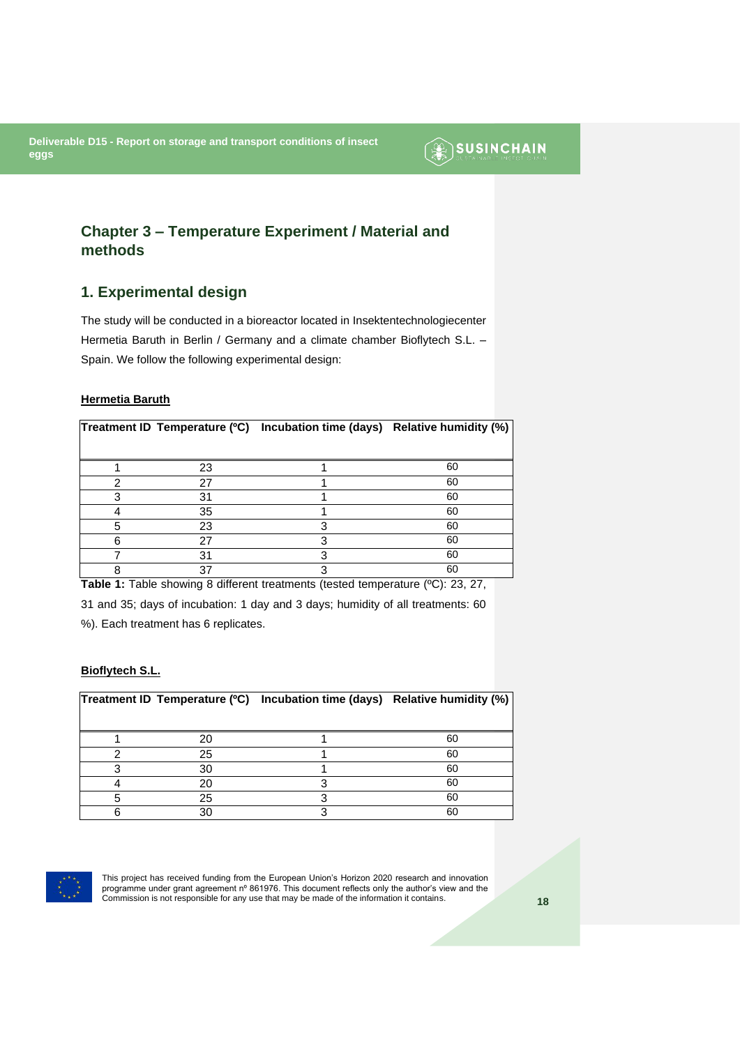# Chapter 3 – Temperature Experiment / Material and methods

## 1. Experimental design

The study will be conducted in a bioreactor located in Insektentechnologiecenter Hermetia Baruth in Berlin / Germany and a climate chamber Bioflytech S.L. – Spain. We follow the following experimental design:

**Hermetia Baruth**

| Treatment ID | Temperature (ºC) | Incubation time (days) | Relative humidity (%) |
|---|---|---|---|
| 1 | 23 | 1 | 60 |
| 2 | 27 | 1 | 60 |
| 3 | 31 | 1 | 60 |
| 4 | 35 | 1 | 60 |
| 5 | 23 | 3 | 60 |
| 6 | 27 | 3 | 60 |
| 7 | 31 | 3 | 60 |
| 8 | 37 | 3 | 60 |

**Table 1:** Table showing 8 different treatments (tested temperature (ºC): 23, 27, 31 and 35; days of incubation: 1 day and 3 days; humidity of all treatments: 60 %). Each treatment has 6 replicates.

**Bioflytech S.L.**

| Treatment ID | Temperature (ºC) | Incubation time (days) | Relative humidity (%) |
|---|---|---|---|
| 1 | 20 | 1 | 60 |
| 2 | 25 | 1 | 60 |
| 3 | 30 | 1 | 60 |
| 4 | 20 | 3 | 60 |
| 5 | 25 | 3 | 60 |
| 6 | 30 | 3 | 60 |

This project has received funding from the European Union's Horizon 2020 research and innovation programme under grant agreement nº 861976. This document reflects only the author's view and the Commission is not responsible for any use that may be made of the information it contains.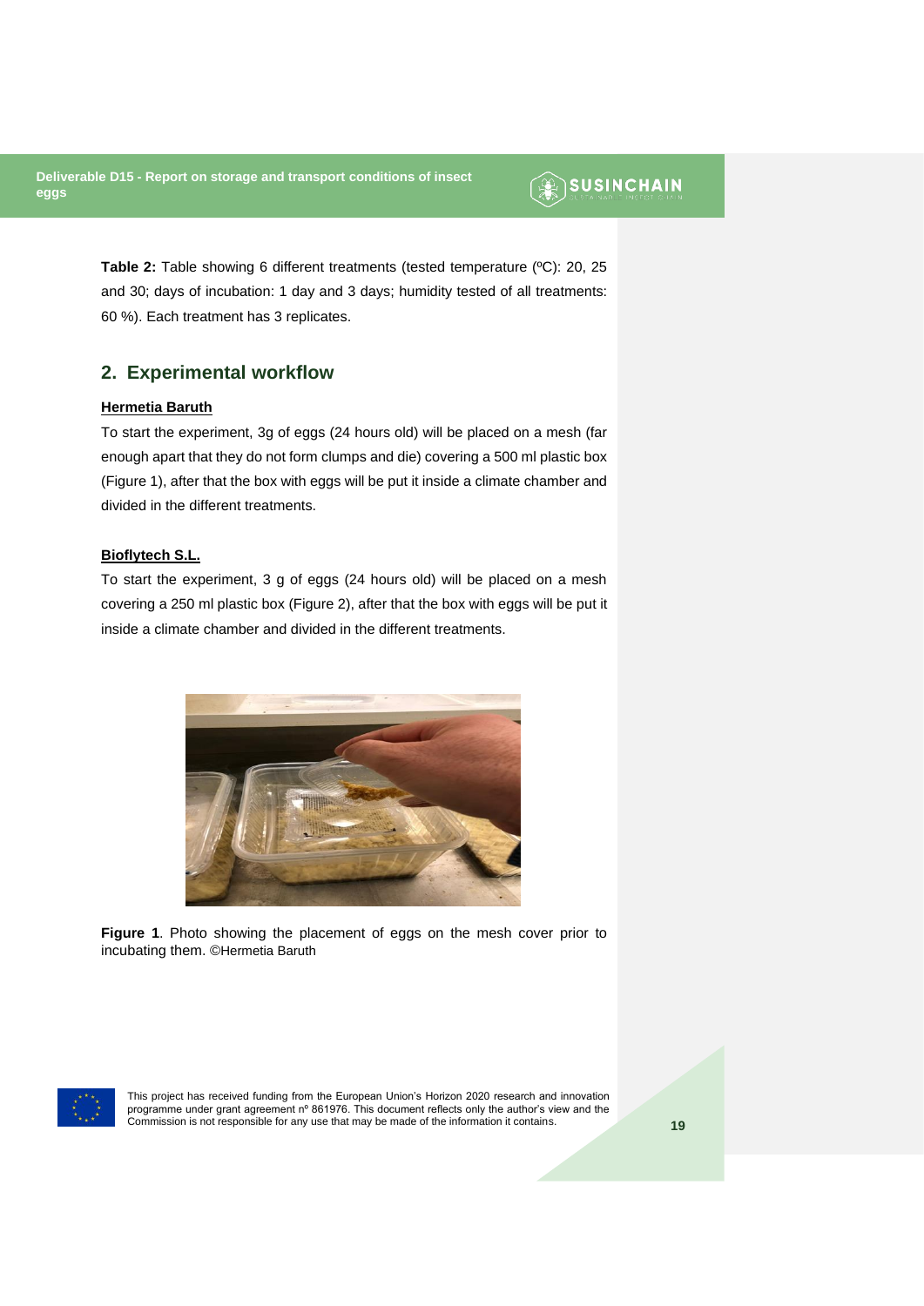**Table 2:** Table showing 6 different treatments (tested temperature (ºC): 20, 25 and 30; days of incubation: 1 day and 3 days; humidity tested of all treatments: 60 %). Each treatment has 3 replicates.

## 2. Experimental workflow

**Hermetia Baruth**

To start the experiment, 3g of eggs (24 hours old) will be placed on a mesh (far enough apart that they do not form clumps and die) covering a 500 ml plastic box (Figure 1), after that the box with eggs will be put it inside a climate chamber and divided in the different treatments.

**Bioflytech S.L.**

To start the experiment, 3 g of eggs (24 hours old) will be placed on a mesh covering a 250 ml plastic box (Figure 2), after that the box with eggs will be put it inside a climate chamber and divided in the different treatments.

**Figure 1**. Photo showing the placement of eggs on the mesh cover prior to incubating them. ©Hermetia Baruth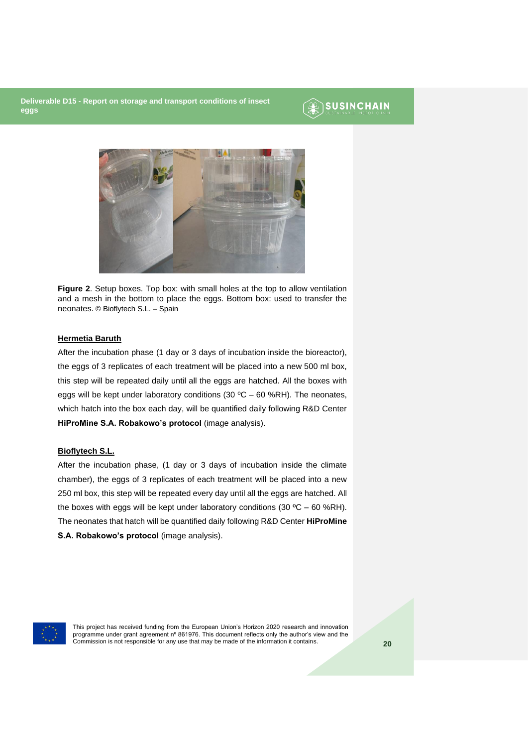**Figure 2**. Setup boxes. Top box: with small holes at the top to allow ventilation and a mesh in the bottom to place the eggs. Bottom box: used to transfer the neonates. © Bioflytech S.L. – Spain

**Hermetia Baruth**

After the incubation phase (1 day or 3 days of incubation inside the bioreactor), the eggs of 3 replicates of each treatment will be placed into a new 500 ml box, this step will be repeated daily until all the eggs are hatched. All the boxes with eggs will be kept under laboratory conditions (30 ºC – 60 %RH). The neonates, which hatch into the box each day, will be quantified daily following R&D Center **HiProMine S.A. Robakowo's protocol** (image analysis).

**Bioflytech S.L.**

After the incubation phase, (1 day or 3 days of incubation inside the climate chamber), the eggs of 3 replicates of each treatment will be placed into a new 250 ml box, this step will be repeated every day until all the eggs are hatched. All the boxes with eggs will be kept under laboratory conditions (30 ºC – 60 %RH). The neonates that hatch will be quantified daily following R&D Center **HiProMine S.A. Robakowo's protocol** (image analysis).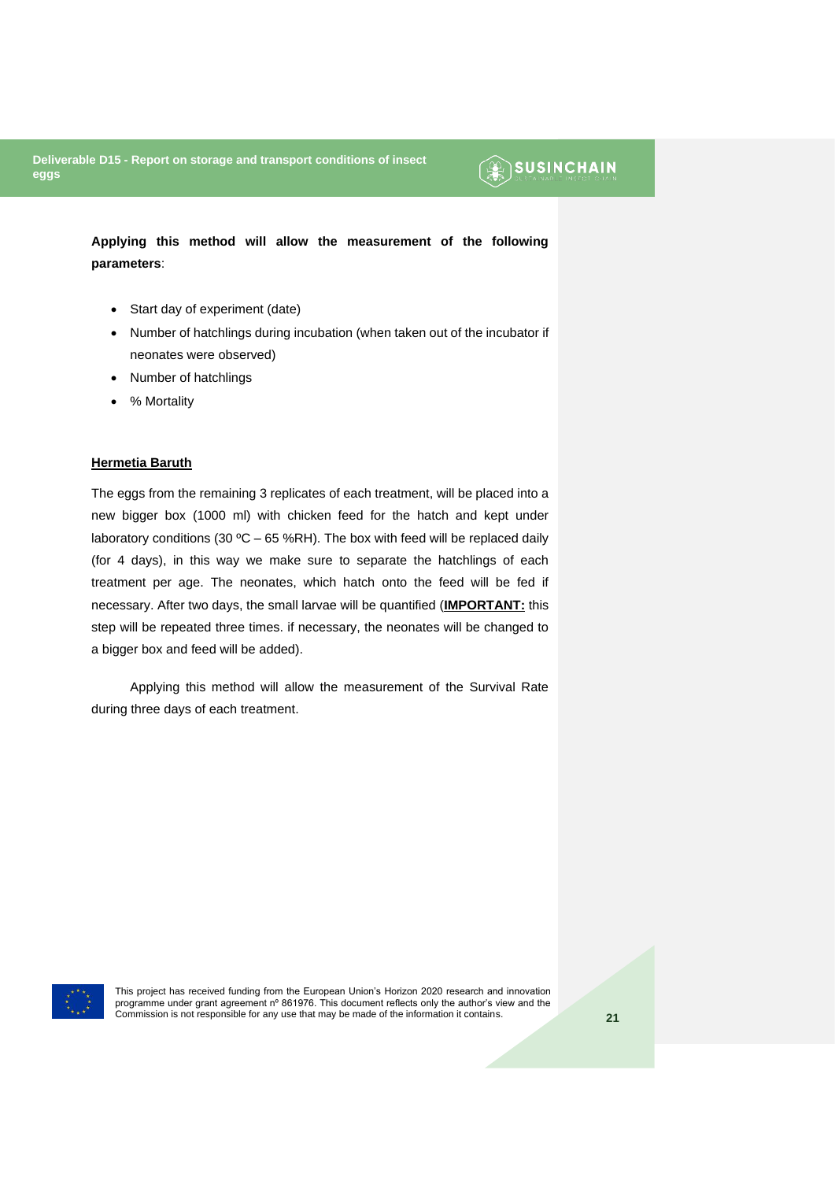**Applying this method will allow the measurement of the following parameters**:

- Start day of experiment (date)
- Number of hatchlings during incubation (when taken out of the incubator if neonates were observed)
- Number of hatchlings
- % Mortality

**<u>Hermetia Baruth</u>**

The eggs from the remaining 3 replicates of each treatment, will be placed into a new bigger box (1000 ml) with chicken feed for the hatch and kept under laboratory conditions (30 ºC – 65 %RH). The box with feed will be replaced daily (for 4 days), in this way we make sure to separate the hatchlings of each treatment per age. The neonates, which hatch onto the feed will be fed if necessary. After two days, the small larvae will be quantified (**<u>IMPORTANT:</u>** this step will be repeated three times. if necessary, the neonates will be changed to a bigger box and feed will be added).

Applying this method will allow the measurement of the Survival Rate during three days of each treatment.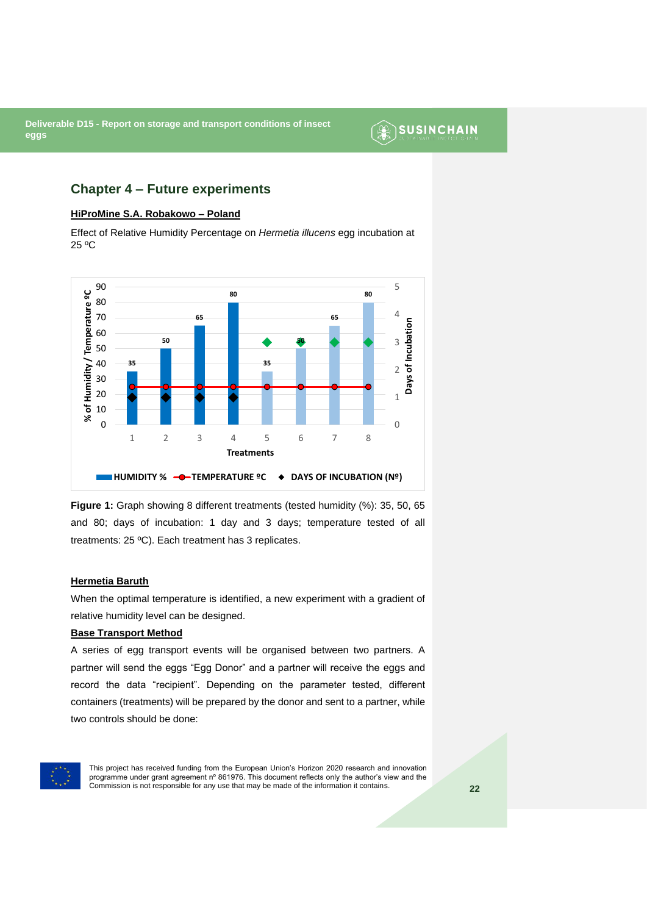## Chapter 4 – Future experiments

**HiProMine S.A. Robakowo – Poland**

Effect of Relative Humidity Percentage on *Hermetia illucens* egg incubation at 25 ºC

**Figure 1:** Graph showing 8 different treatments (tested humidity (%): 35, 50, 65 and 80; days of incubation: 1 day and 3 days; temperature tested of all treatments: 25 ºC). Each treatment has 3 replicates.

**Hermetia Baruth**

When the optimal temperature is identified, a new experiment with a gradient of relative humidity level can be designed.

**Base Transport Method**

A series of egg transport events will be organised between two partners. A partner will send the eggs "Egg Donor" and a partner will receive the eggs and record the data "recipient". Depending on the parameter tested, different containers (treatments) will be prepared by the donor and sent to a partner, while two controls should be done: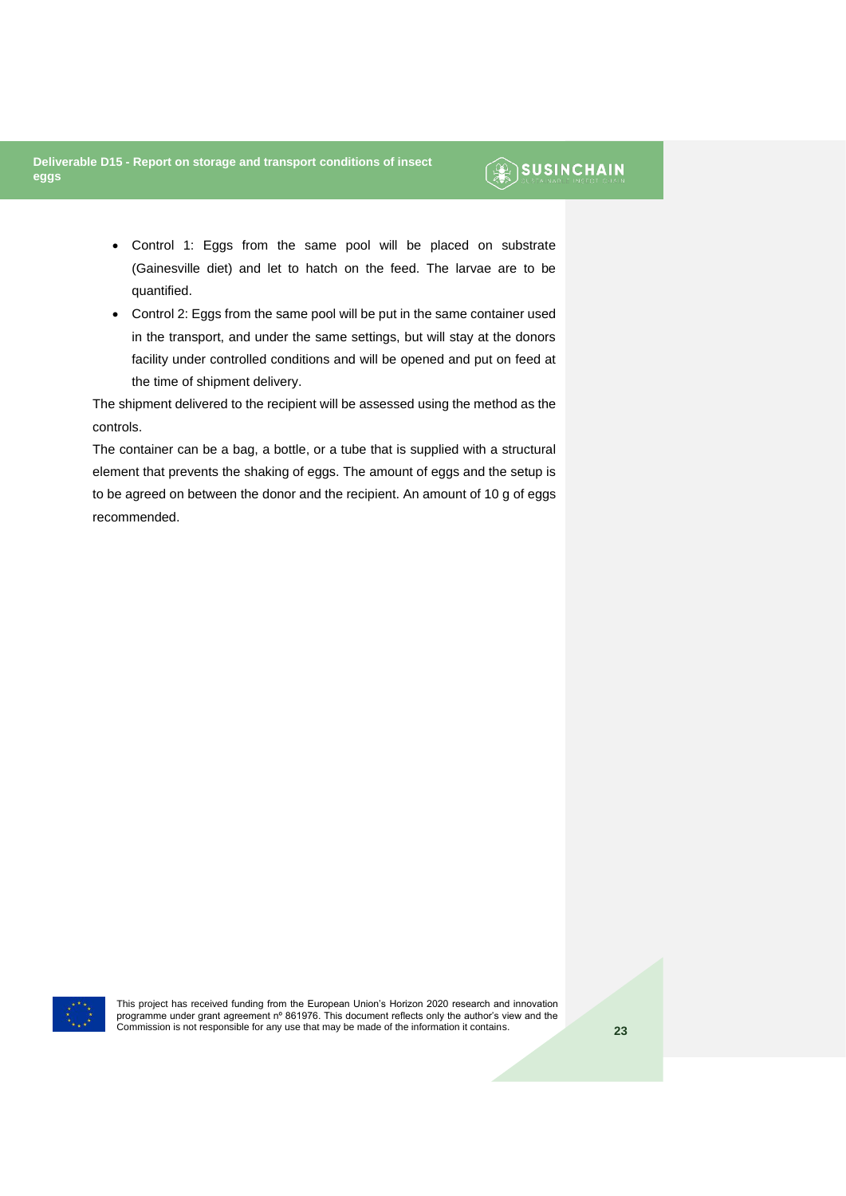- Control 1: Eggs from the same pool will be placed on substrate (Gainesville diet) and let to hatch on the feed. The larvae are to be quantified.
- Control 2: Eggs from the same pool will be put in the same container used in the transport, and under the same settings, but will stay at the donors facility under controlled conditions and will be opened and put on feed at the time of shipment delivery.

The shipment delivered to the recipient will be assessed using the method as the controls.

The container can be a bag, a bottle, or a tube that is supplied with a structural element that prevents the shaking of eggs. The amount of eggs and the setup is to be agreed on between the donor and the recipient. An amount of 10 g of eggs recommended.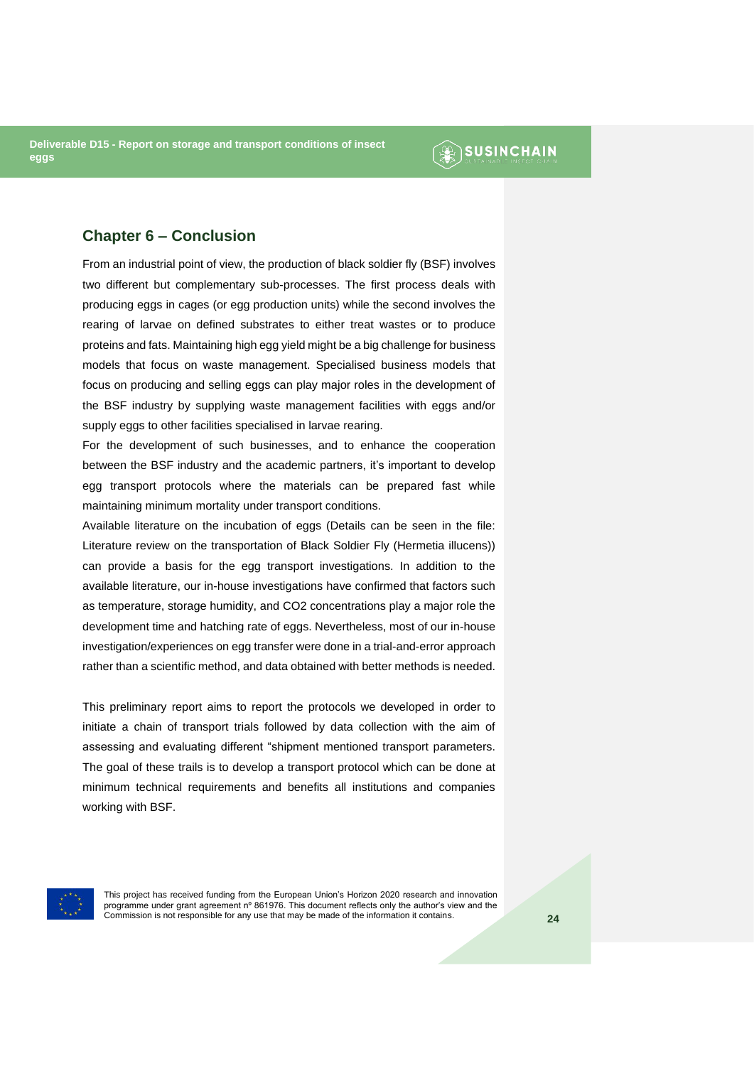## Chapter 6 – Conclusion

From an industrial point of view, the production of black soldier fly (BSF) involves two different but complementary sub-processes. The first process deals with producing eggs in cages (or egg production units) while the second involves the rearing of larvae on defined substrates to either treat wastes or to produce proteins and fats. Maintaining high egg yield might be a big challenge for business models that focus on waste management. Specialised business models that focus on producing and selling eggs can play major roles in the development of the BSF industry by supplying waste management facilities with eggs and/or supply eggs to other facilities specialised in larvae rearing.

For the development of such businesses, and to enhance the cooperation between the BSF industry and the academic partners, it's important to develop egg transport protocols where the materials can be prepared fast while maintaining minimum mortality under transport conditions.

Available literature on the incubation of eggs (Details can be seen in the file: Literature review on the transportation of Black Soldier Fly (Hermetia illucens)) can provide a basis for the egg transport investigations. In addition to the available literature, our in-house investigations have confirmed that factors such as temperature, storage humidity, and CO2 concentrations play a major role the development time and hatching rate of eggs. Nevertheless, most of our in-house investigation/experiences on egg transfer were done in a trial-and-error approach rather than a scientific method, and data obtained with better methods is needed.

This preliminary report aims to report the protocols we developed in order to initiate a chain of transport trials followed by data collection with the aim of assessing and evaluating different "shipment mentioned transport parameters. The goal of these trails is to develop a transport protocol which can be done at minimum technical requirements and benefits all institutions and companies working with BSF.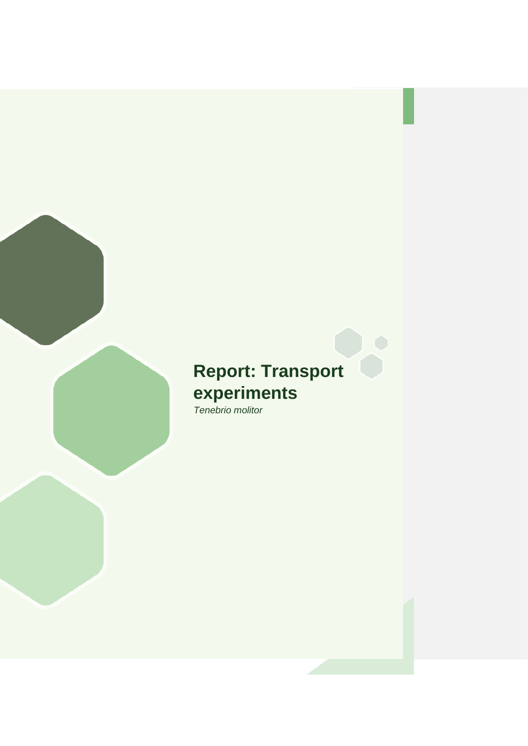# Report: Transport experiments

*Tenebrio molitor*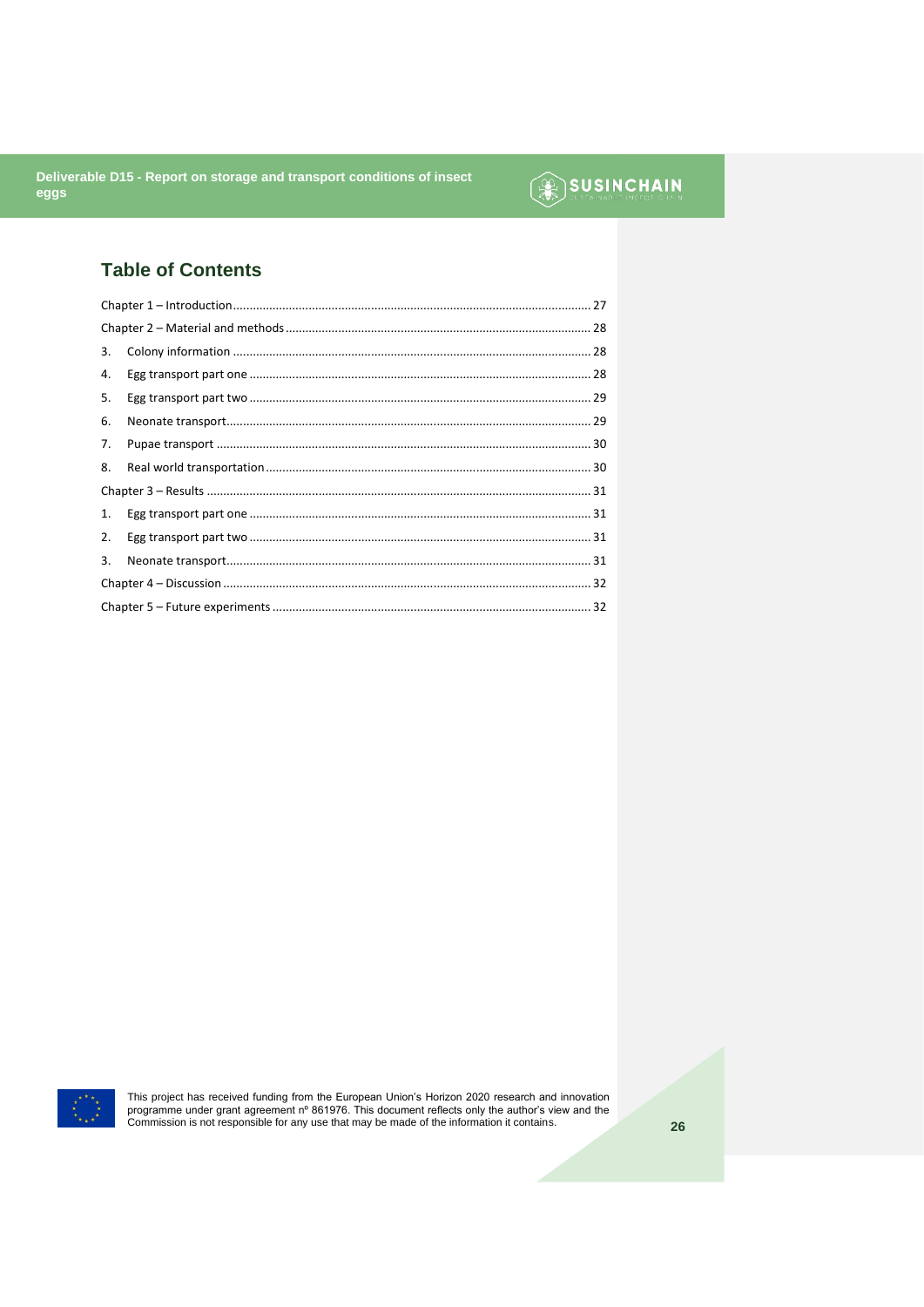## Table of Contents

Chapter 1 – Introduction ............................................................ 27

Chapter 2 – Material and methods ............................................................ 28

3. Colony information ............................................................ 28
4. Egg transport part one ............................................................ 28
5. Egg transport part two ............................................................ 29
6. Neonate transport ............................................................ 29
7. Pupae transport ............................................................ 30
8. Real world transportation ............................................................ 30

Chapter 3 – Results ............................................................ 31

1. Egg transport part one ............................................................ 31
2. Egg transport part two ............................................................ 31
3. Neonate transport ............................................................ 31

Chapter 4 – Discussion ............................................................ 32

Chapter 5 – Future experiments ............................................................ 32

This project has received funding from the European Union's Horizon 2020 research and innovation programme under grant agreement nº 861976. This document reflects only the author's view and the Commission is not responsible for any use that may be made of the information it contains.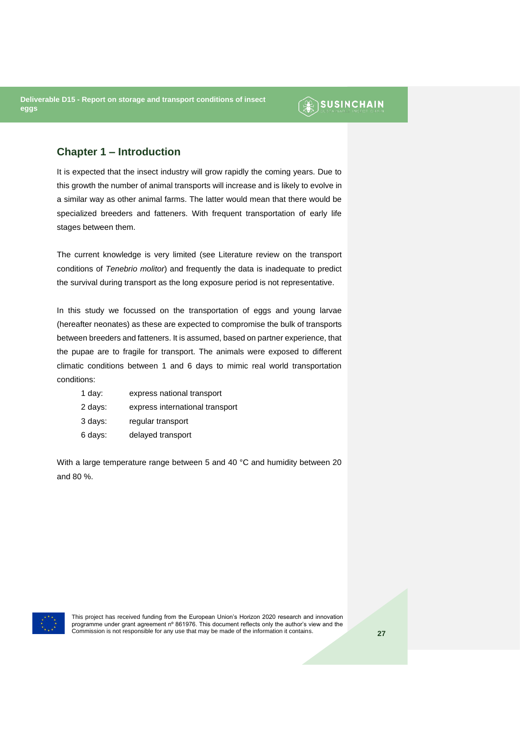## Chapter 1 – Introduction

It is expected that the insect industry will grow rapidly the coming years. Due to this growth the number of animal transports will increase and is likely to evolve in a similar way as other animal farms. The latter would mean that there would be specialized breeders and fatteners. With frequent transportation of early life stages between them.

The current knowledge is very limited (see Literature review on the transport conditions of *Tenebrio molitor*) and frequently the data is inadequate to predict the survival during transport as the long exposure period is not representative.

In this study we focussed on the transportation of eggs and young larvae (hereafter neonates) as these are expected to compromise the bulk of transports between breeders and fatteners. It is assumed, based on partner experience, that the pupae are to fragile for transport. The animals were exposed to different climatic conditions between 1 and 6 days to mimic real world transportation conditions:

- 1 day: express national transport
- 2 days: express international transport
- 3 days: regular transport
- 6 days: delayed transport

With a large temperature range between 5 and 40 °C and humidity between 20 and 80 %.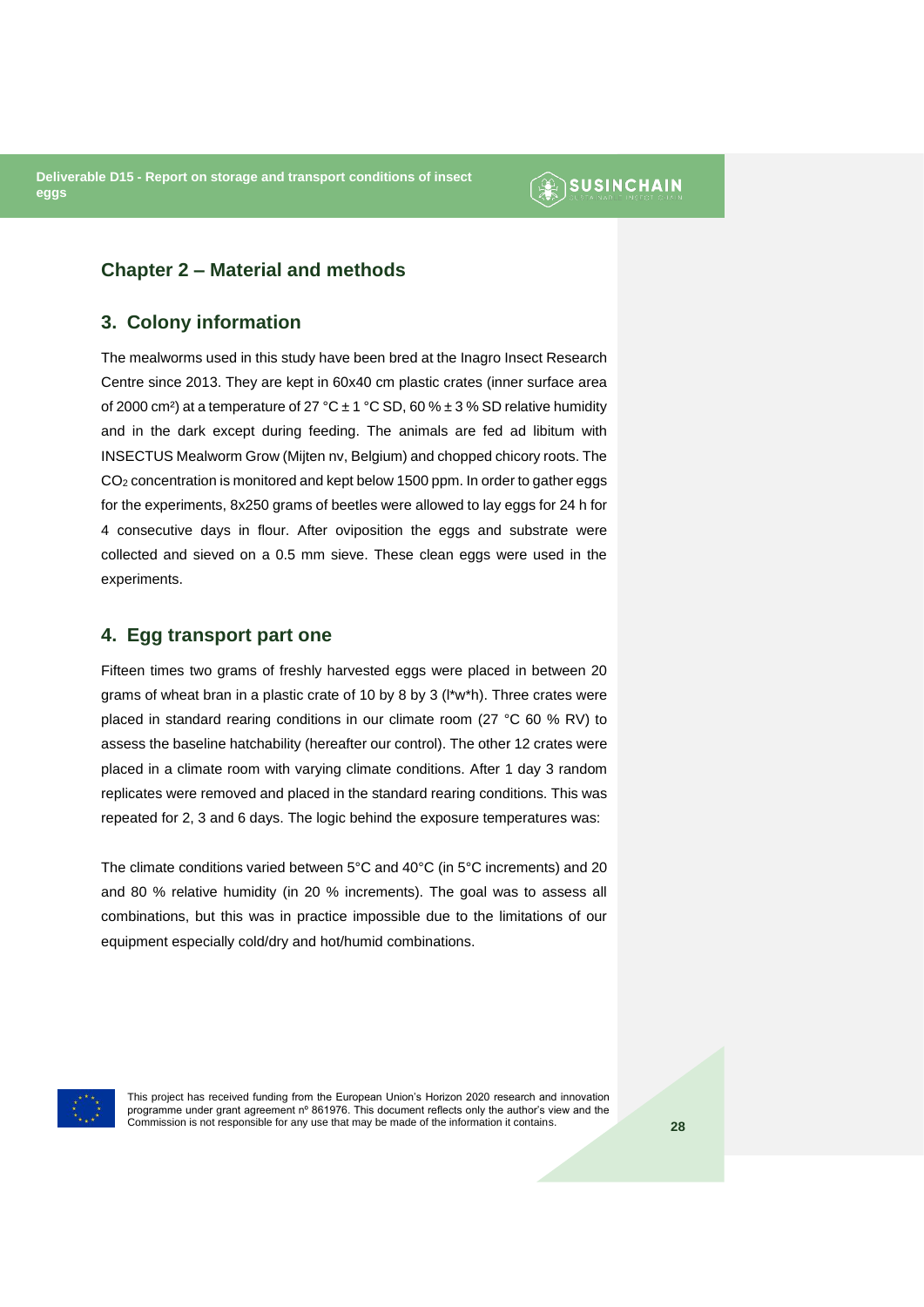## Chapter 2 – Material and methods

## 3. Colony information

The mealworms used in this study have been bred at the Inagro Insect Research Centre since 2013. They are kept in 60x40 cm plastic crates (inner surface area of 2000 cm²) at a temperature of 27 °C ± 1 °C SD, 60 % ± 3 % SD relative humidity and in the dark except during feeding. The animals are fed ad libitum with INSECTUS Mealworm Grow (Mijten nv, Belgium) and chopped chicory roots. The $CO_2$ concentration is monitored and kept below 1500 ppm. In order to gather eggs for the experiments, 8x250 grams of beetles were allowed to lay eggs for 24 h for 4 consecutive days in flour. After oviposition the eggs and substrate were collected and sieved on a 0.5 mm sieve. These clean eggs were used in the experiments.

## 4. Egg transport part one

Fifteen times two grams of freshly harvested eggs were placed in between 20 grams of wheat bran in a plastic crate of 10 by 8 by 3 (l*w*h). Three crates were placed in standard rearing conditions in our climate room (27 °C 60 % RV) to assess the baseline hatchability (hereafter our control). The other 12 crates were placed in a climate room with varying climate conditions. After 1 day 3 random replicates were removed and placed in the standard rearing conditions. This was repeated for 2, 3 and 6 days. The logic behind the exposure temperatures was:

The climate conditions varied between 5°C and 40°C (in 5°C increments) and 20 and 80 % relative humidity (in 20 % increments). The goal was to assess all combinations, but this was in practice impossible due to the limitations of our equipment especially cold/dry and hot/humid combinations.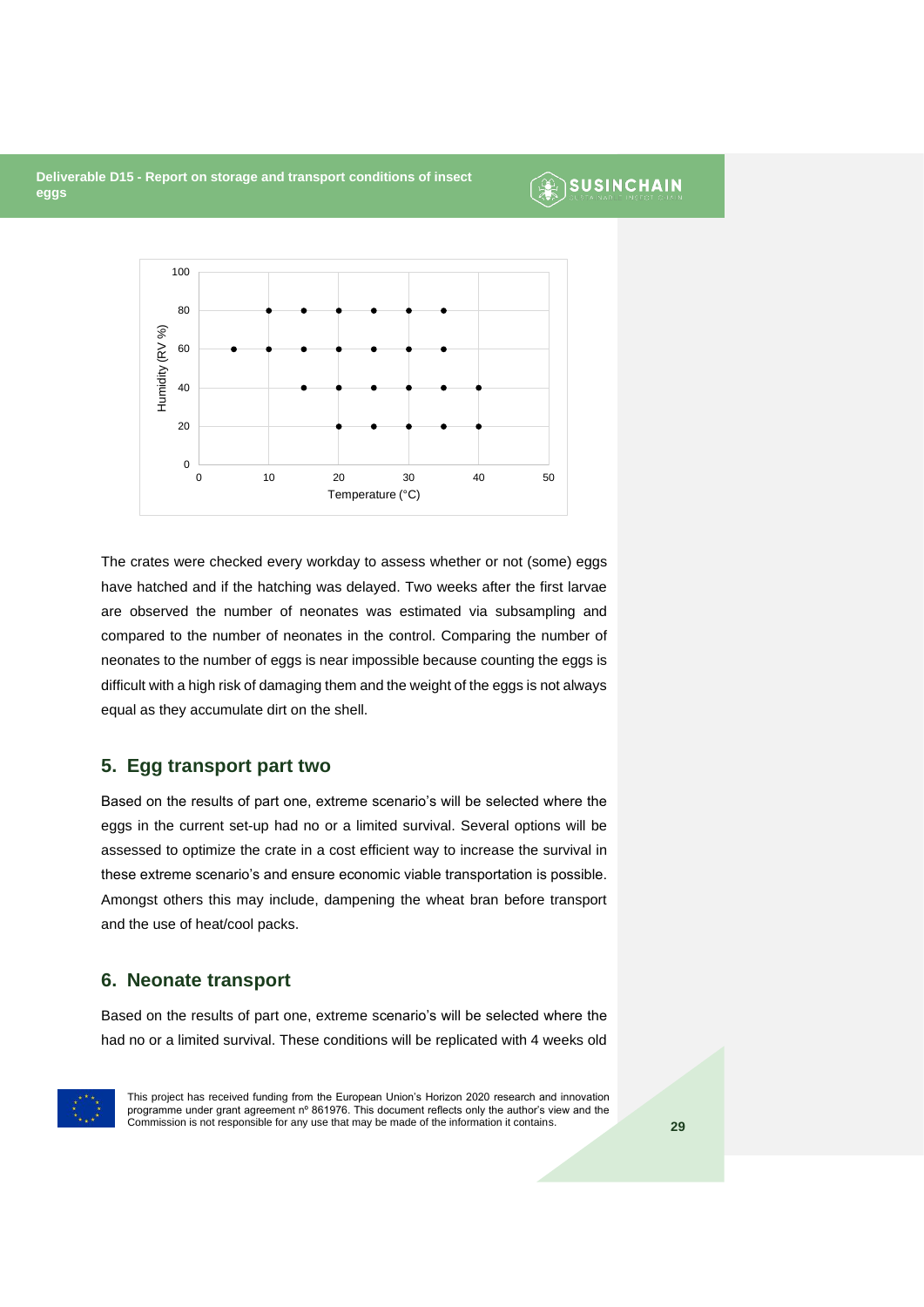The crates were checked every workday to assess whether or not (some) eggs have hatched and if the hatching was delayed. Two weeks after the first larvae are observed the number of neonates was estimated via subsampling and compared to the number of neonates in the control. Comparing the number of neonates to the number of eggs is near impossible because counting the eggs is difficult with a high risk of damaging them and the weight of the eggs is not always equal as they accumulate dirt on the shell.

## 5. Egg transport part two

Based on the results of part one, extreme scenario's will be selected where the eggs in the current set-up had no or a limited survival. Several options will be assessed to optimize the crate in a cost efficient way to increase the survival in these extreme scenario's and ensure economic viable transportation is possible. Amongst others this may include, dampening the wheat bran before transport and the use of heat/cool packs.

## 6. Neonate transport

Based on the results of part one, extreme scenario's will be selected where the had no or a limited survival. These conditions will be replicated with 4 weeks old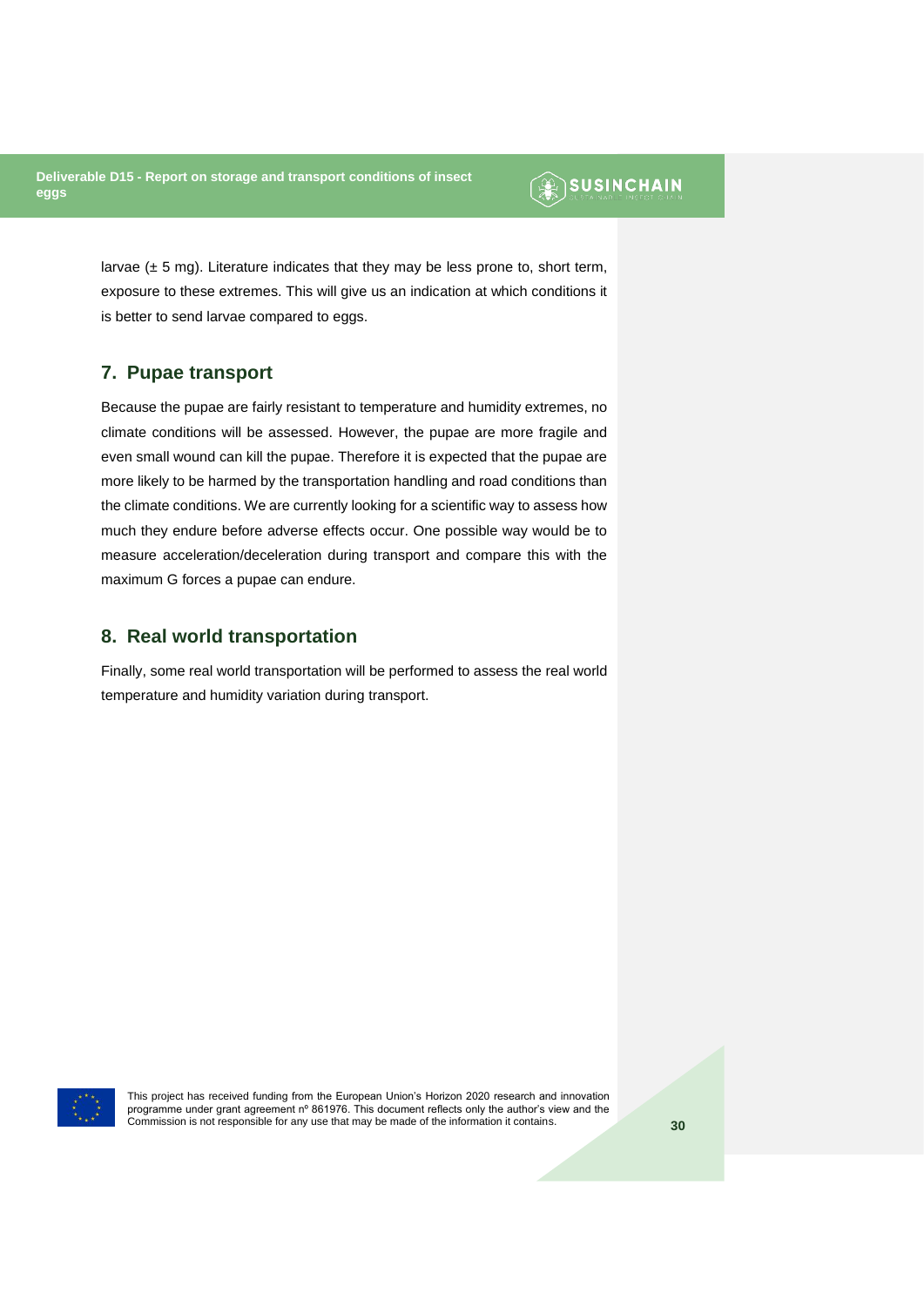larvae (± 5 mg). Literature indicates that they may be less prone to, short term, exposure to these extremes. This will give us an indication at which conditions it is better to send larvae compared to eggs.

## 7. Pupae transport

Because the pupae are fairly resistant to temperature and humidity extremes, no climate conditions will be assessed. However, the pupae are more fragile and even small wound can kill the pupae. Therefore it is expected that the pupae are more likely to be harmed by the transportation handling and road conditions than the climate conditions. We are currently looking for a scientific way to assess how much they endure before adverse effects occur. One possible way would be to measure acceleration/deceleration during transport and compare this with the maximum G forces a pupae can endure.

## 8. Real world transportation

Finally, some real world transportation will be performed to assess the real world temperature and humidity variation during transport.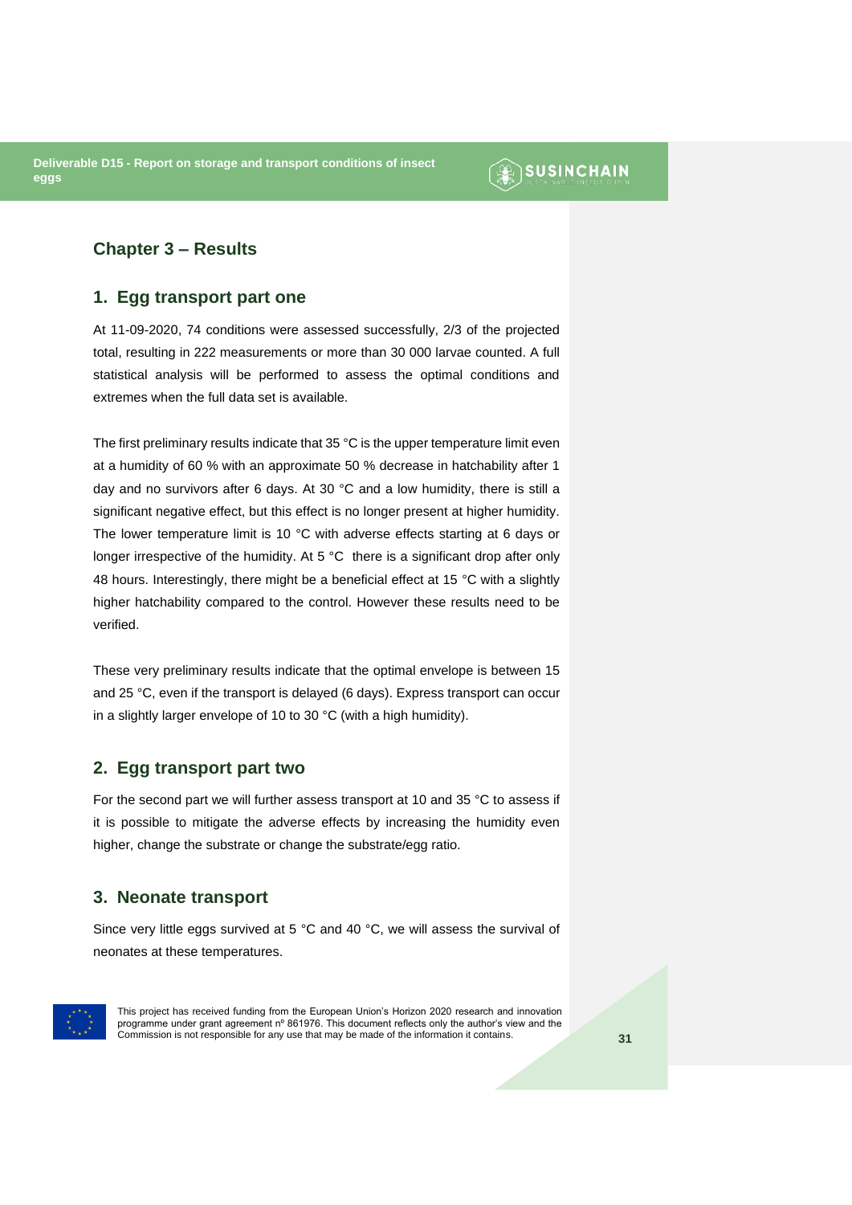## Chapter 3 – Results

### 1. Egg transport part one

At 11-09-2020, 74 conditions were assessed successfully, 2/3 of the projected total, resulting in 222 measurements or more than 30 000 larvae counted. A full statistical analysis will be performed to assess the optimal conditions and extremes when the full data set is available.

The first preliminary results indicate that 35 °C is the upper temperature limit even at a humidity of 60 % with an approximate 50 % decrease in hatchability after 1 day and no survivors after 6 days. At 30 °C and a low humidity, there is still a significant negative effect, but this effect is no longer present at higher humidity. The lower temperature limit is 10 °C with adverse effects starting at 6 days or longer irrespective of the humidity. At 5 °C there is a significant drop after only 48 hours. Interestingly, there might be a beneficial effect at 15 °C with a slightly higher hatchability compared to the control. However these results need to be verified.

These very preliminary results indicate that the optimal envelope is between 15 and 25 °C, even if the transport is delayed (6 days). Express transport can occur in a slightly larger envelope of 10 to 30 °C (with a high humidity).

### 2. Egg transport part two

For the second part we will further assess transport at 10 and 35 °C to assess if it is possible to mitigate the adverse effects by increasing the humidity even higher, change the substrate or change the substrate/egg ratio.

### 3. Neonate transport

Since very little eggs survived at 5 °C and 40 °C, we will assess the survival of neonates at these temperatures.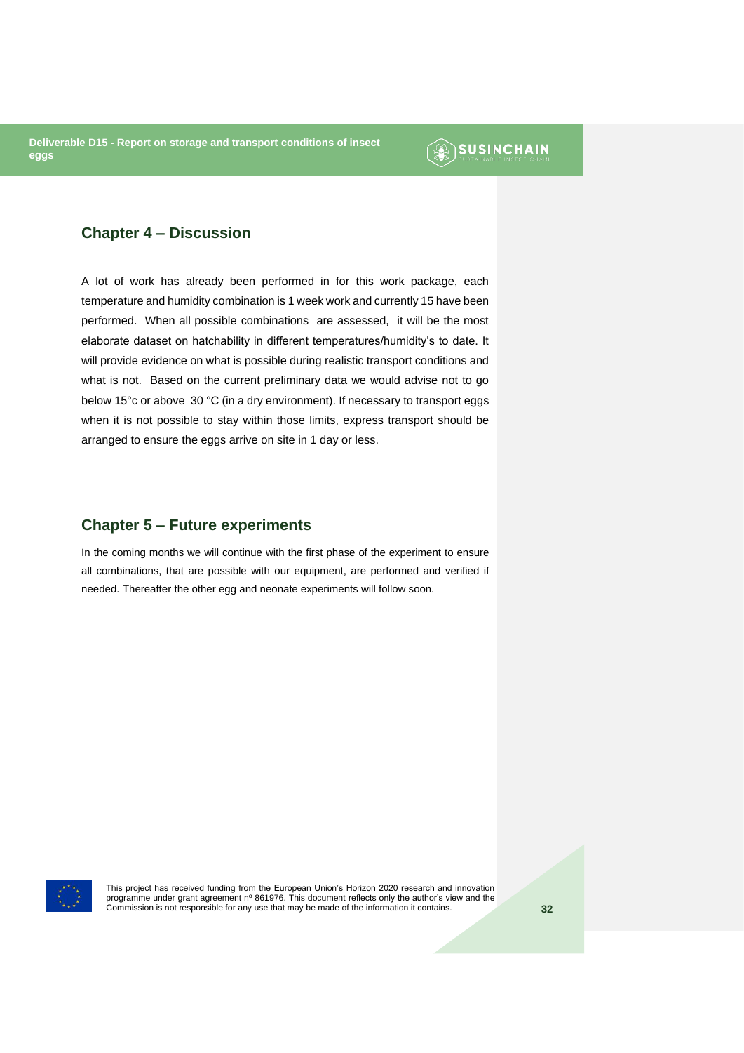## Chapter 4 – Discussion

A lot of work has already been performed in for this work package, each temperature and humidity combination is 1 week work and currently 15 have been performed. When all possible combinations are assessed, it will be the most elaborate dataset on hatchability in different temperatures/humidity's to date. It will provide evidence on what is possible during realistic transport conditions and what is not. Based on the current preliminary data we would advise not to go below 15°c or above 30 °C (in a dry environment). If necessary to transport eggs when it is not possible to stay within those limits, express transport should be arranged to ensure the eggs arrive on site in 1 day or less.

## Chapter 5 – Future experiments

In the coming months we will continue with the first phase of the experiment to ensure all combinations, that are possible with our equipment, are performed and verified if needed. Thereafter the other egg and neonate experiments will follow soon.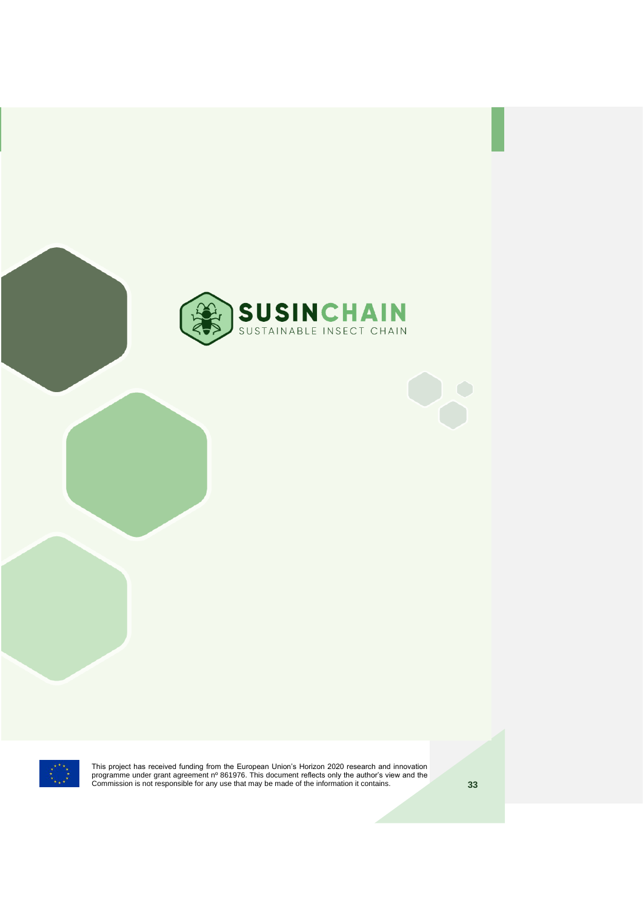SUSINCHAIN

SUSTAINABLE INSECT CHAIN

This project has received funding from the European Union's Horizon 2020 research and innovation programme under grant agreement nº 861976. This document reflects only the author's view and the Commission is not responsible for any use that may be made of the information it contains.